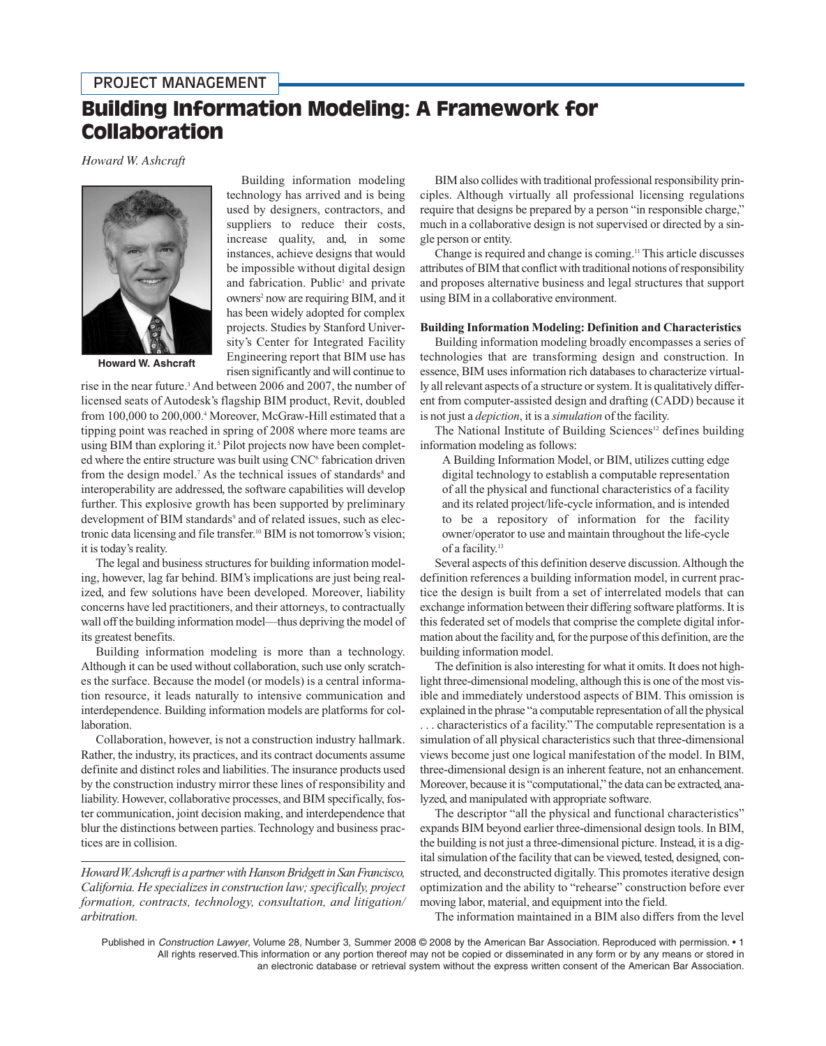PROJECT MANAGEMENT

# Building Information Modeling: A Framework for Collaboration

*Howard W. Ashcraft*

Howard W. Ashcraft

Building information modeling technology has arrived and is being used by designers, contractors, and suppliers to reduce their costs, increase quality, and, in some instances, achieve designs that would be impossible without digital design and fabrication. Public[1] and private owners[2] now are requiring BIM, and it has been widely adopted for complex projects. Studies by Stanford University's Center for Integrated Facility Engineering report that BIM use has risen significantly and will continue to rise in the near future.[3] And between 2006 and 2007, the number of licensed seats of Autodesk's flagship BIM product, Revit, doubled from 100,000 to 200,000.[4] Moreover, McGraw-Hill estimated that a tipping point was reached in spring of 2008 where more teams are using BIM than exploring it.[5] Pilot projects now have been completed where the entire structure was built using CNC[6] fabrication driven from the design model.[7] As the technical issues of standards[8] and interoperability are addressed, the software capabilities will develop further. This explosive growth has been supported by preliminary development of BIM standards[9] and of related issues, such as electronic data licensing and file transfer.[10] BIM is not tomorrow's vision; it is today's reality.

The legal and business structures for building information modeling, however, lag far behind. BIM's implications are just being realized, and few solutions have been developed. Moreover, liability concerns have led practitioners, and their attorneys, to contractually wall off the building information model—thus depriving the model of its greatest benefits.

Building information modeling is more than a technology. Although it can be used without collaboration, such use only scratches the surface. Because the model (or models) is a central information resource, it leads naturally to intensive communication and interdependence. Building information models are platforms for collaboration.

Collaboration, however, is not a construction industry hallmark. Rather, the industry, its practices, and its contract documents assume definite and distinct roles and liabilities. The insurance products used by the construction industry mirror these lines of responsibility and liability. However, collaborative processes, and BIM specifically, foster communication, joint decision making, and interdependence that blur the distinctions between parties. Technology and business practices are in collision.

*Howard W. Ashcraft is a partner with Hanson Bridgett in San Francisco, California. He specializes in construction law; specifically, project formation, contracts, technology, consultation, and litigation/arbitration.*

BIM also collides with traditional professional responsibility principles. Although virtually all professional licensing regulations require that designs be prepared by a person "in responsible charge," much in a collaborative design is not supervised or directed by a single person or entity.

Change is required and change is coming.[11] This article discusses attributes of BIM that conflict with traditional notions of responsibility and proposes alternative business and legal structures that support using BIM in a collaborative environment.

**Building Information Modeling: Definition and Characteristics**

Building information modeling broadly encompasses a series of technologies that are transforming design and construction. In essence, BIM uses information rich databases to characterize virtually all relevant aspects of a structure or system. It is qualitatively different from computer-assisted design and drafting (CADD) because it is not just a *depiction*, it is a *simulation* of the facility.

The National Institute of Building Sciences[12] defines building information modeling as follows:

> A Building Information Model, or BIM, utilizes cutting edge digital technology to establish a computable representation of all the physical and functional characteristics of a facility and its related project/life-cycle information, and is intended to be a repository of information for the facility owner/operator to use and maintain throughout the life-cycle of a facility.[13]

Several aspects of this definition deserve discussion. Although the definition references a building information model, in current practice the design is built from a set of interrelated models that can exchange information between their differing software platforms. It is this federated set of models that comprise the complete digital information about the facility and, for the purpose of this definition, are the building information model.

The definition is also interesting for what it omits. It does not highlight three-dimensional modeling, although this is one of the most visible and immediately understood aspects of BIM. This omission is explained in the phrase "a computable representation of all the physical . . . characteristics of a facility." The computable representation is a simulation of all physical characteristics such that three-dimensional views become just one logical manifestation of the model. In BIM, three-dimensional design is an inherent feature, not an enhancement. Moreover, because it is "computational," the data can be extracted, analyzed, and manipulated with appropriate software.

The descriptor "all the physical and functional characteristics" expands BIM beyond earlier three-dimensional design tools. In BIM, the building is not just a three-dimensional picture. Instead, it is a digital simulation of the facility that can be viewed, tested, designed, constructed, and deconstructed digitally. This promotes iterative design optimization and the ability to "rehearse" construction before ever moving labor, material, and equipment into the field.

The information maintained in a BIM also differs from the level

Published in *Construction Lawyer*, Volume 28, Number 3, Summer 2008 © 2008 by the American Bar Association. Reproduced with permission. All rights reserved. This information or any portion thereof may not be copied or disseminated in any form or by any means or stored in an electronic database or retrieval system without the express written consent of the American Bar Association.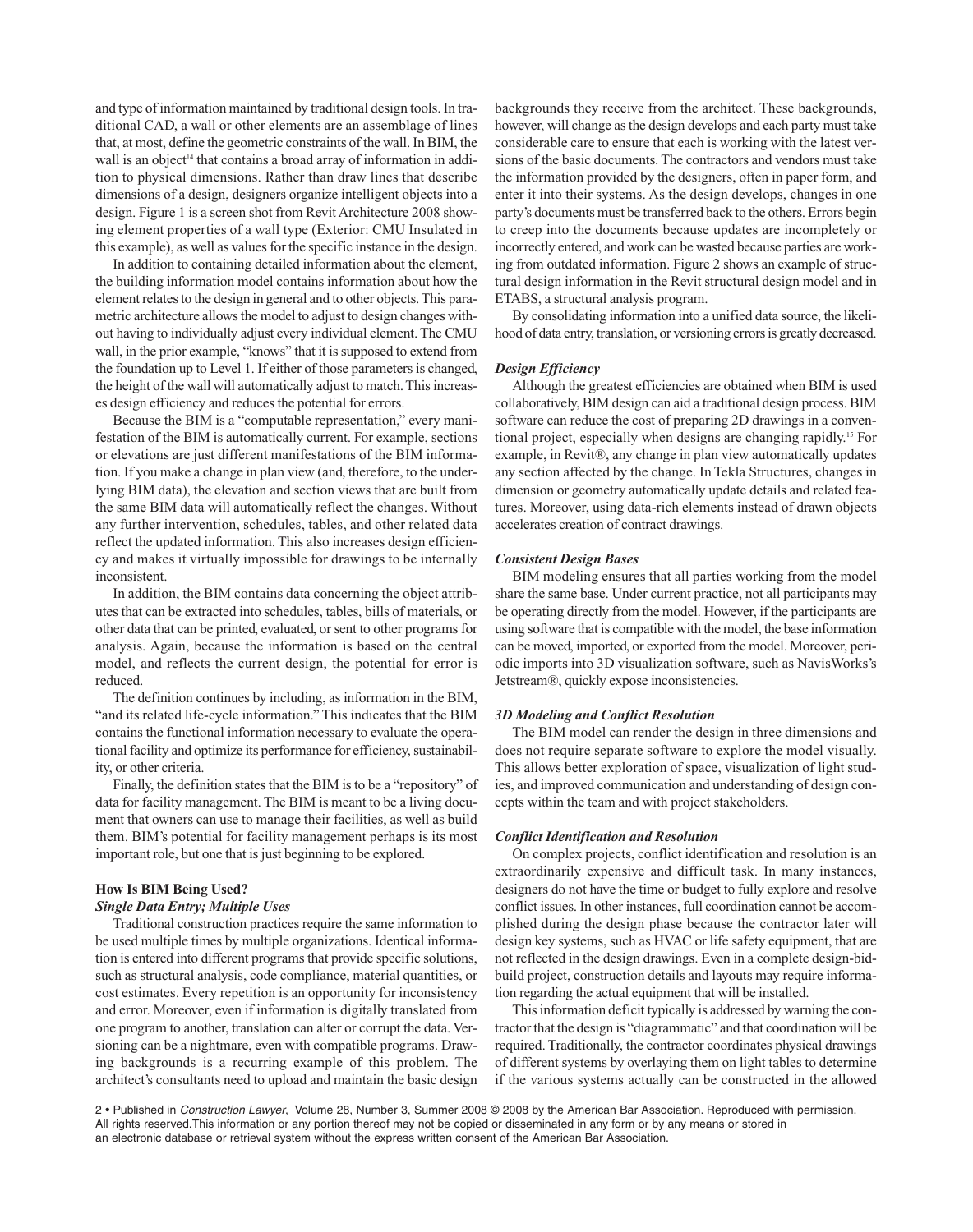and type of information maintained by traditional design tools. In traditional CAD, a wall or other elements are an assemblage of lines that, at most, define the geometric constraints of the wall. In BIM, the wall is an object[14] that contains a broad array of information in addition to physical dimensions. Rather than draw lines that describe dimensions of a design, designers organize intelligent objects into a design. Figure 1 is a screen shot from Revit Architecture 2008 showing element properties of a wall type (Exterior: CMU Insulated in this example), as well as values for the specific instance in the design.

In addition to containing detailed information about the element, the building information model contains information about how the element relates to the design in general and to other objects. This parametric architecture allows the model to adjust to design changes without having to individually adjust every individual element. The CMU wall, in the prior example, "knows" that it is supposed to extend from the foundation up to Level 1. If either of those parameters is changed, the height of the wall will automatically adjust to match. This increases design efficiency and reduces the potential for errors.

Because the BIM is a "computable representation," every manifestation of the BIM is automatically current. For example, sections or elevations are just different manifestations of the BIM information. If you make a change in plan view (and, therefore, to the underlying BIM data), the elevation and section views that are built from the same BIM data will automatically reflect the changes. Without any further intervention, schedules, tables, and other related data reflect the updated information. This also increases design efficiency and makes it virtually impossible for drawings to be internally inconsistent.

In addition, the BIM contains data concerning the object attributes that can be extracted into schedules, tables, bills of materials, or other data that can be printed, evaluated, or sent to other programs for analysis. Again, because the information is based on the central model, and reflects the current design, the potential for error is reduced.

The definition continues by including, as information in the BIM, "and its related life-cycle information." This indicates that the BIM contains the functional information necessary to evaluate the operational facility and optimize its performance for efficiency, sustainability, or other criteria.

Finally, the definition states that the BIM is to be a "repository" of data for facility management. The BIM is meant to be a living document that owners can use to manage their facilities, as well as build them. BIM's potential for facility management perhaps is its most important role, but one that is just beginning to be explored.

## How Is BIM Being Used?

### *Single Data Entry; Multiple Uses*

Traditional construction practices require the same information to be used multiple times by multiple organizations. Identical information is entered into different programs that provide specific solutions, such as structural analysis, code compliance, material quantities, or cost estimates. Every repetition is an opportunity for inconsistency and error. Moreover, even if information is digitally translated from one program to another, translation can alter or corrupt the data. Versioning can be a nightmare, even with compatible programs. Drawing backgrounds is a recurring example of this problem. The architect's consultants need to upload and maintain the basic design backgrounds they receive from the architect. These backgrounds, however, will change as the design develops and each party must take considerable care to ensure that each is working with the latest versions of the basic documents. The contractors and vendors must take the information provided by the designers, often in paper form, and enter it into their systems. As the design develops, changes in one party's documents must be transferred back to the others. Errors begin to creep into the documents because updates are incompletely or incorrectly entered, and work can be wasted because parties are working from outdated information. Figure 2 shows an example of structural design information in the Revit structural design model and in ETABS, a structural analysis program.

By consolidating information into a unified data source, the likelihood of data entry, translation, or versioning errors is greatly decreased.

### *Design Efficiency*

Although the greatest efficiencies are obtained when BIM is used collaboratively, BIM design can aid a traditional design process. BIM software can reduce the cost of preparing 2D drawings in a conventional project, especially when designs are changing rapidly.[15] For example, in Revit®, any change in plan view automatically updates any section affected by the change. In Tekla Structures, changes in dimension or geometry automatically update details and related features. Moreover, using data-rich elements instead of drawn objects accelerates creation of contract drawings.

### *Consistent Design Bases*

BIM modeling ensures that all parties working from the model share the same base. Under current practice, not all participants may be operating directly from the model. However, if the participants are using software that is compatible with the model, the base information can be moved, imported, or exported from the model. Moreover, periodic imports into 3D visualization software, such as NavisWorks's Jetstream®, quickly expose inconsistencies.

### *3D Modeling and Conflict Resolution*

The BIM model can render the design in three dimensions and does not require separate software to explore the model visually. This allows better exploration of space, visualization of light studies, and improved communication and understanding of design concepts within the team and with project stakeholders.

### *Conflict Identification and Resolution*

On complex projects, conflict identification and resolution is an extraordinarily expensive and difficult task. In many instances, designers do not have the time or budget to fully explore and resolve conflict issues. In other instances, full coordination cannot be accomplished during the design phase because the contractor later will design key systems, such as HVAC or life safety equipment, that are not reflected in the design drawings. Even in a complete design-bid-build project, construction details and layouts may require information regarding the actual equipment that will be installed.

This information deficit typically is addressed by warning the contractor that the design is "diagrammatic" and that coordination will be required. Traditionally, the contractor coordinates physical drawings of different systems by overlaying them on light tables to determine if the various systems actually can be constructed in the allowed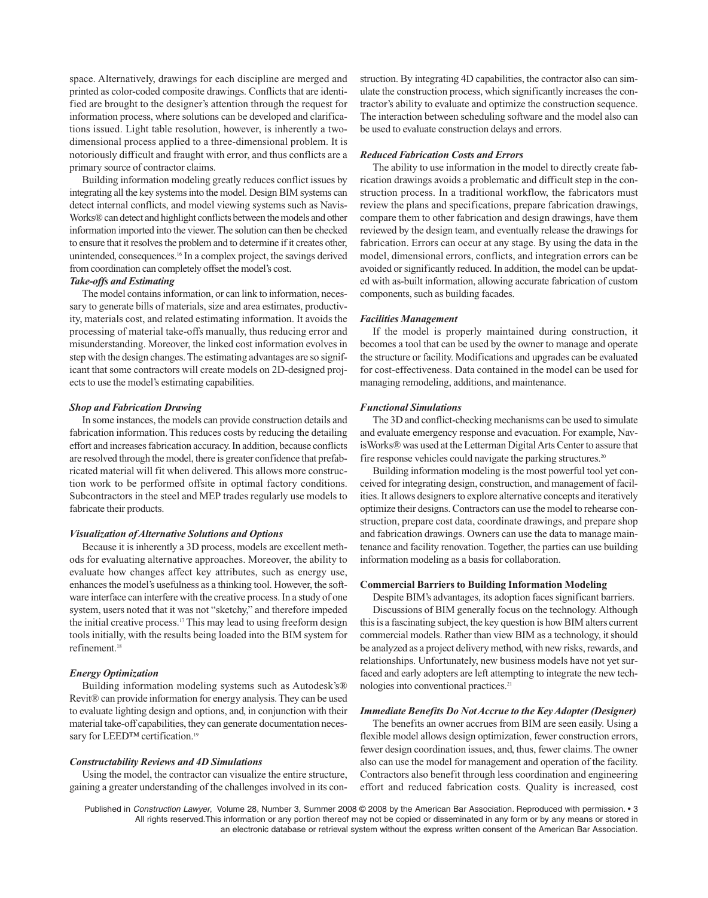space. Alternatively, drawings for each discipline are merged and printed as color-coded composite drawings. Conflicts that are identified are brought to the designer's attention through the request for information process, where solutions can be developed and clarifications issued. Light table resolution, however, is inherently a two-dimensional process applied to a three-dimensional problem. It is notoriously difficult and fraught with error, and thus conflicts are a primary source of contractor claims.

Building information modeling greatly reduces conflict issues by integrating all the key systems into the model. Design BIM systems can detect internal conflicts, and model viewing systems such as NavisWorks® can detect and highlight conflicts between the models and other information imported into the viewer. The solution can then be checked to ensure that it resolves the problem and to determine if it creates other, unintended, consequences.[16] In a complex project, the savings derived from coordination can completely offset the model's cost.

### *Take-offs and Estimating*

The model contains information, or can link to information, necessary to generate bills of materials, size and area estimates, productivity, materials cost, and related estimating information. It avoids the processing of material take-offs manually, thus reducing error and misunderstanding. Moreover, the linked cost information evolves in step with the design changes. The estimating advantages are so significant that some contractors will create models on 2D-designed projects to use the model's estimating capabilities.

### *Shop and Fabrication Drawing*

In some instances, the models can provide construction details and fabrication information. This reduces costs by reducing the detailing effort and increases fabrication accuracy. In addition, because conflicts are resolved through the model, there is greater confidence that prefabricated material will fit when delivered. This allows more construction work to be performed offsite in optimal factory conditions. Subcontractors in the steel and MEP trades regularly use models to fabricate their products.

### *Visualization of Alternative Solutions and Options*

Because it is inherently a 3D process, models are excellent methods for evaluating alternative approaches. Moreover, the ability to evaluate how changes affect key attributes, such as energy use, enhances the model's usefulness as a thinking tool. However, the software interface can interfere with the creative process. In a study of one system, users noted that it was not "sketchy," and therefore impeded the initial creative process.[17] This may lead to using freeform design tools initially, with the results being loaded into the BIM system for refinement.[18]

### *Energy Optimization*

Building information modeling systems such as Autodesk's® Revit® can provide information for energy analysis. They can be used to evaluate lighting design and options, and, in conjunction with their material take-off capabilities, they can generate documentation necessary for LEED™ certification.[19]

### *Constructability Reviews and 4D Simulations*

Using the model, the contractor can visualize the entire structure, gaining a greater understanding of the challenges involved in its construction. By integrating 4D capabilities, the contractor also can simulate the construction process, which significantly increases the contractor's ability to evaluate and optimize the construction sequence. The interaction between scheduling software and the model also can be used to evaluate construction delays and errors.

### *Reduced Fabrication Costs and Errors*

The ability to use information in the model to directly create fabrication drawings avoids a problematic and difficult step in the construction process. In a traditional workflow, the fabricators must review the plans and specifications, prepare fabrication drawings, compare them to other fabrication and design drawings, have them reviewed by the design team, and eventually release the drawings for fabrication. Errors can occur at any stage. By using the data in the model, dimensional errors, conflicts, and integration errors can be avoided or significantly reduced. In addition, the model can be updated with as-built information, allowing accurate fabrication of custom components, such as building facades.

### *Facilities Management*

If the model is properly maintained during construction, it becomes a tool that can be used by the owner to manage and operate the structure or facility. Modifications and upgrades can be evaluated for cost-effectiveness. Data contained in the model can be used for managing remodeling, additions, and maintenance.

### *Functional Simulations*

The 3D and conflict-checking mechanisms can be used to simulate and evaluate emergency response and evacuation. For example, NavisWorks® was used at the Letterman Digital Arts Center to assure that fire response vehicles could navigate the parking structures.[20]

Building information modeling is the most powerful tool yet conceived for integrating design, construction, and management of facilities. It allows designers to explore alternative concepts and iteratively optimize their designs. Contractors can use the model to rehearse construction, prepare cost data, coordinate drawings, and prepare shop and fabrication drawings. Owners can use the data to manage maintenance and facility renovation. Together, the parties can use building information modeling as a basis for collaboration.

## Commercial Barriers to Building Information Modeling

Despite BIM's advantages, its adoption faces significant barriers.

Discussions of BIM generally focus on the technology. Although this is a fascinating subject, the key question is how BIM alters current commercial models. Rather than view BIM as a technology, it should be analyzed as a project delivery method, with new risks, rewards, and relationships. Unfortunately, new business models have not yet surfaced and early adopters are left attempting to integrate the new technologies into conventional practices.[21]

### *Immediate Benefits Do Not Accrue to the Key Adopter (Designer)*

The benefits an owner accrues from BIM are seen easily. Using a flexible model allows design optimization, fewer construction errors, fewer design coordination issues, and, thus, fewer claims. The owner also can use the model for management and operation of the facility. Contractors also benefit through less coordination and engineering effort and reduced fabrication costs. Quality is increased, cost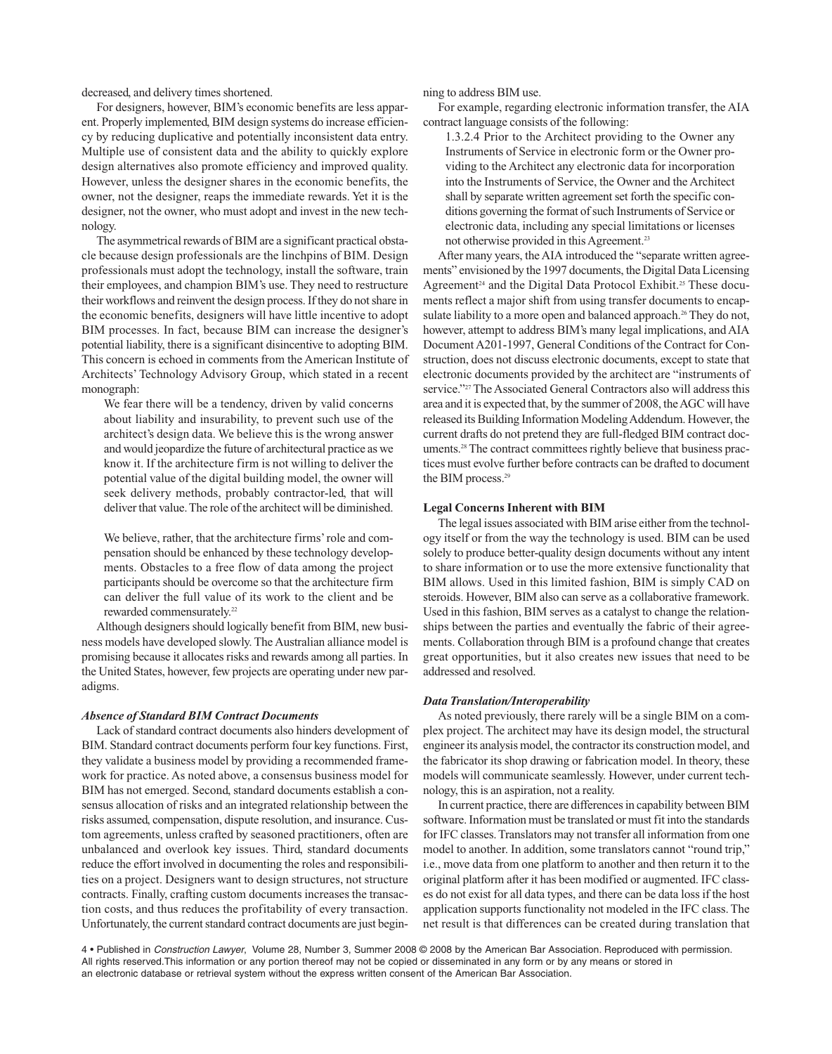decreased, and delivery times shortened.

For designers, however, BIM's economic benefits are less apparent. Properly implemented, BIM design systems do increase efficiency by reducing duplicative and potentially inconsistent data entry. Multiple use of consistent data and the ability to quickly explore design alternatives also promote efficiency and improved quality. However, unless the designer shares in the economic benefits, the owner, not the designer, reaps the immediate rewards. Yet it is the designer, not the owner, who must adopt and invest in the new technology.

The asymmetrical rewards of BIM are a significant practical obstacle because design professionals are the linchpins of BIM. Design professionals must adopt the technology, install the software, train their employees, and champion BIM's use. They need to restructure their workflows and reinvent the design process. If they do not share in the economic benefits, designers will have little incentive to adopt BIM processes. In fact, because BIM can increase the designer's potential liability, there is a significant disincentive to adopting BIM. This concern is echoed in comments from the American Institute of Architects' Technology Advisory Group, which stated in a recent monograph:

> We fear there will be a tendency, driven by valid concerns about liability and insurability, to prevent such use of the architect's design data. We believe this is the wrong answer and would jeopardize the future of architectural practice as we know it. If the architecture firm is not willing to deliver the potential value of the digital building model, the owner will seek delivery methods, probably contractor-led, that will deliver that value. The role of the architect will be diminished.
>
> We believe, rather, that the architecture firms' role and compensation should be enhanced by these technology developments. Obstacles to a free flow of data among the project participants should be overcome so that the architecture firm can deliver the full value of its work to the client and be rewarded commensurately.[22]

Although designers should logically benefit from BIM, new business models have developed slowly. The Australian alliance model is promising because it allocates risks and rewards among all parties. In the United States, however, few projects are operating under new paradigms.

### *Absence of Standard BIM Contract Documents*

Lack of standard contract documents also hinders development of BIM. Standard contract documents perform four key functions. First, they validate a business model by providing a recommended framework for practice. As noted above, a consensus business model for BIM has not emerged. Second, standard documents establish a consensus allocation of risks and an integrated relationship between the risks assumed, compensation, dispute resolution, and insurance. Custom agreements, unless crafted by seasoned practitioners, often are unbalanced and overlook key issues. Third, standard documents reduce the effort involved in documenting the roles and responsibilities on a project. Designers want to design structures, not structure contracts. Finally, crafting custom documents increases the transaction costs, and thus reduces the profitability of every transaction. Unfortunately, the current standard contract documents are just beginning to address BIM use.

For example, regarding electronic information transfer, the AIA contract language consists of the following:

> 1.3.2.4 Prior to the Architect providing to the Owner any Instruments of Service in electronic form or the Owner providing to the Architect any electronic data for incorporation into the Instruments of Service, the Owner and the Architect shall by separate written agreement set forth the specific conditions governing the format of such Instruments of Service or electronic data, including any special limitations or licenses not otherwise provided in this Agreement.[23]

After many years, the AIA introduced the "separate written agreements" envisioned by the 1997 documents, the Digital Data Licensing Agreement[24] and the Digital Data Protocol Exhibit.[25] These documents reflect a major shift from using transfer documents to encapsulate liability to a more open and balanced approach.[26] They do not, however, attempt to address BIM's many legal implications, and AIA Document A201-1997, General Conditions of the Contract for Construction, does not discuss electronic documents, except to state that electronic documents provided by the architect are "instruments of service."[27] The Associated General Contractors also will address this area and it is expected that, by the summer of 2008, the AGC will have released its Building Information Modeling Addendum. However, the current drafts do not pretend they are full-fledged BIM contract documents.[28] The contract committees rightly believe that business practices must evolve further before contracts can be drafted to document the BIM process.[29]

### **Legal Concerns Inherent with BIM**

The legal issues associated with BIM arise either from the technology itself or from the way the technology is used. BIM can be used solely to produce better-quality design documents without any intent to share information or to use the more extensive functionality that BIM allows. Used in this limited fashion, BIM is simply CAD on steroids. However, BIM also can serve as a collaborative framework. Used in this fashion, BIM serves as a catalyst to change the relationships between the parties and eventually the fabric of their agreements. Collaboration through BIM is a profound change that creates great opportunities, but it also creates new issues that need to be addressed and resolved.

### *Data Translation/Interoperability*

As noted previously, there rarely will be a single BIM on a complex project. The architect may have its design model, the structural engineer its analysis model, the contractor its construction model, and the fabricator its shop drawing or fabrication model. In theory, these models will communicate seamlessly. However, under current technology, this is an aspiration, not a reality.

In current practice, there are differences in capability between BIM software. Information must be translated or must fit into the standards for IFC classes. Translators may not transfer all information from one model to another. In addition, some translators cannot "round trip," i.e., move data from one platform to another and then return it to the original platform after it has been modified or augmented. IFC classes do not exist for all data types, and there can be data loss if the host application supports functionality not modeled in the IFC class. The net result is that differences can be created during translation that

Published in *Construction Lawyer,* Volume 28, Number 3, Summer 2008 © 2008 by the American Bar Association. Reproduced with permission. All rights reserved.This information or any portion thereof may not be copied or disseminated in any form or by any means or stored in an electronic database or retrieval system without the express written consent of the American Bar Association.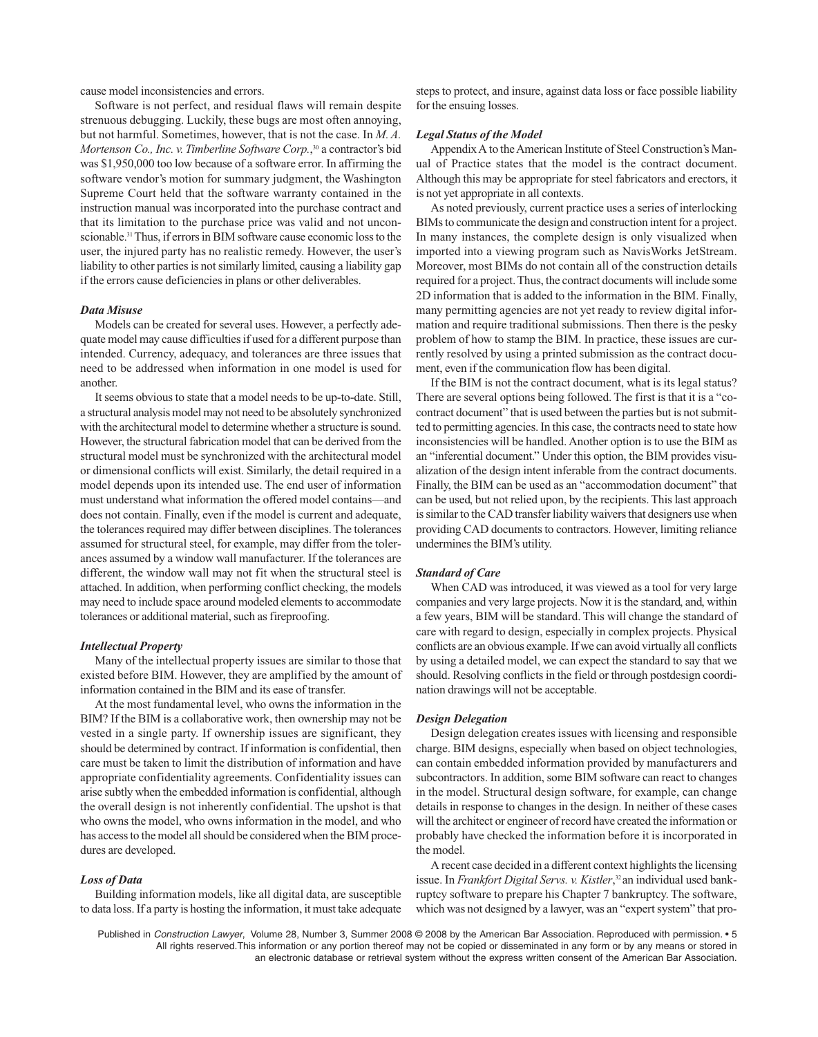cause model inconsistencies and errors.

Software is not perfect, and residual flaws will remain despite strenuous debugging. Luckily, these bugs are most often annoying, but not harmful. Sometimes, however, that is not the case. In *M. A. Mortenson Co., Inc. v. Timberline Software Corp.*,[30] a contractor's bid was $1,950,000 too low because of a software error. In affirming the software vendor's motion for summary judgment, the Washington Supreme Court held that the software warranty contained in the instruction manual was incorporated into the purchase contract and that its limitation to the purchase price was valid and not unconscionable.[31] Thus, if errors in BIM software cause economic loss to the user, the injured party has no realistic remedy. However, the user's liability to other parties is not similarly limited, causing a liability gap if the errors cause deficiencies in plans or other deliverables.

### *Data Misuse*

Models can be created for several uses. However, a perfectly adequate model may cause difficulties if used for a different purpose than intended. Currency, adequacy, and tolerances are three issues that need to be addressed when information in one model is used for another.

It seems obvious to state that a model needs to be up-to-date. Still, a structural analysis model may not need to be absolutely synchronized with the architectural model to determine whether a structure is sound. However, the structural fabrication model that can be derived from the structural model must be synchronized with the architectural model or dimensional conflicts will exist. Similarly, the detail required in a model depends upon its intended use. The end user of information must understand what information the offered model contains—and does not contain. Finally, even if the model is current and adequate, the tolerances required may differ between disciplines. The tolerances assumed for structural steel, for example, may differ from the tolerances assumed by a window wall manufacturer. If the tolerances are different, the window wall may not fit when the structural steel is attached. In addition, when performing conflict checking, the models may need to include space around modeled elements to accommodate tolerances or additional material, such as fireproofing.

### *Intellectual Property*

Many of the intellectual property issues are similar to those that existed before BIM. However, they are amplified by the amount of information contained in the BIM and its ease of transfer.

At the most fundamental level, who owns the information in the BIM? If the BIM is a collaborative work, then ownership may not be vested in a single party. If ownership issues are significant, they should be determined by contract. If information is confidential, then care must be taken to limit the distribution of information and have appropriate confidentiality agreements. Confidentiality issues can arise subtly when the embedded information is confidential, although the overall design is not inherently confidential. The upshot is that who owns the model, who owns information in the model, and who has access to the model all should be considered when the BIM procedures are developed.

### *Loss of Data*

Building information models, like all digital data, are susceptible to data loss. If a party is hosting the information, it must take adequate steps to protect, and insure, against data loss or face possible liability for the ensuing losses.

### *Legal Status of the Model*

Appendix A to the American Institute of Steel Construction's Manual of Practice states that the model is the contract document. Although this may be appropriate for steel fabricators and erectors, it is not yet appropriate in all contexts.

As noted previously, current practice uses a series of interlocking BIMs to communicate the design and construction intent for a project. In many instances, the complete design is only visualized when imported into a viewing program such as NavisWorks JetStream. Moreover, most BIMs do not contain all of the construction details required for a project. Thus, the contract documents will include some 2D information that is added to the information in the BIM. Finally, many permitting agencies are not yet ready to review digital information and require traditional submissions. Then there is the pesky problem of how to stamp the BIM. In practice, these issues are currently resolved by using a printed submission as the contract document, even if the communication flow has been digital.

If the BIM is not the contract document, what is its legal status? There are several options being followed. The first is that it is a "co-contract document" that is used between the parties but is not submitted to permitting agencies. In this case, the contracts need to state how inconsistencies will be handled. Another option is to use the BIM as an "inferential document." Under this option, the BIM provides visualization of the design intent inferable from the contract documents. Finally, the BIM can be used as an "accommodation document" that can be used, but not relied upon, by the recipients. This last approach is similar to the CAD transfer liability waivers that designers use when providing CAD documents to contractors. However, limiting reliance undermines the BIM's utility.

### *Standard of Care*

When CAD was introduced, it was viewed as a tool for very large companies and very large projects. Now it is the standard, and, within a few years, BIM will be standard. This will change the standard of care with regard to design, especially in complex projects. Physical conflicts are an obvious example. If we can avoid virtually all conflicts by using a detailed model, we can expect the standard to say that we should. Resolving conflicts in the field or through postdesign coordination drawings will not be acceptable.

### *Design Delegation*

Design delegation creates issues with licensing and responsible charge. BIM designs, especially when based on object technologies, can contain embedded information provided by manufacturers and subcontractors. In addition, some BIM software can react to changes in the model. Structural design software, for example, can change details in response to changes in the design. In neither of these cases will the architect or engineer of record have created the information or probably have checked the information before it is incorporated in the model.

A recent case decided in a different context highlights the licensing issue. In *Frankfort Digital Servs. v. Kistler*,[32] an individual used bankruptcy software to prepare his Chapter 7 bankruptcy. The software, which was not designed by a lawyer, was an "expert system" that pro-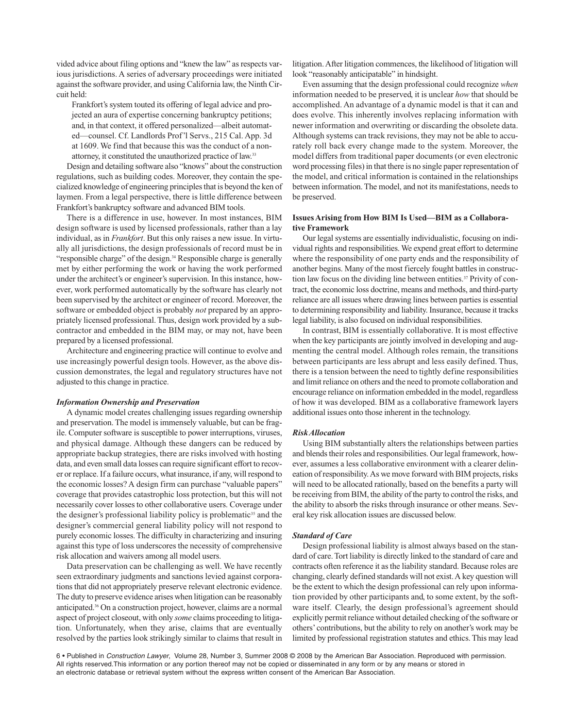vided advice about filing options and "knew the law" as respects various jurisdictions. A series of adversary proceedings were initiated against the software provider, and using California law, the Ninth Circuit held:

> Frankfort's system touted its offering of legal advice and projected an aura of expertise concerning bankruptcy petitions; and, in that context, it offered personalized—albeit automated—counsel. Cf. Landlords Prof'l Servs., 215 Cal. App. 3d at 1609. We find that because this was the conduct of a non-attorney, it constituted the unauthorized practice of law.[33]

Design and detailing software also "knows" about the construction regulations, such as building codes. Moreover, they contain the specialized knowledge of engineering principles that is beyond the ken of laymen. From a legal perspective, there is little difference between Frankfort's bankruptcy software and advanced BIM tools.

There is a difference in use, however. In most instances, BIM design software is used by licensed professionals, rather than a lay individual, as in *Frankfort*. But this only raises a new issue. In virtually all jurisdictions, the design professionals of record must be in "responsible charge" of the design.[34] Responsible charge is generally met by either performing the work or having the work performed under the architect's or engineer's supervision. In this instance, however, work performed automatically by the software has clearly not been supervised by the architect or engineer of record. Moreover, the software or embedded object is probably *not* prepared by an appropriately licensed professional. Thus, design work provided by a subcontractor and embedded in the BIM may, or may not, have been prepared by a licensed professional.

Architecture and engineering practice will continue to evolve and use increasingly powerful design tools. However, as the above discussion demonstrates, the legal and regulatory structures have not adjusted to this change in practice.

### *Information Ownership and Preservation*

A dynamic model creates challenging issues regarding ownership and preservation. The model is immensely valuable, but can be fragile. Computer software is susceptible to power interruptions, viruses, and physical damage. Although these dangers can be reduced by appropriate backup strategies, there are risks involved with hosting data, and even small data losses can require significant effort to recover or replace. If a failure occurs, what insurance, if any, will respond to the economic losses? A design firm can purchase "valuable papers" coverage that provides catastrophic loss protection, but this will not necessarily cover losses to other collaborative users. Coverage under the designer's professional liability policy is problematic[35] and the designer's commercial general liability policy will not respond to purely economic losses. The difficulty in characterizing and insuring against this type of loss underscores the necessity of comprehensive risk allocation and waivers among all model users.

Data preservation can be challenging as well. We have recently seen extraordinary judgments and sanctions levied against corporations that did not appropriately preserve relevant electronic evidence. The duty to preserve evidence arises when litigation can be reasonably anticipated.[36] On a construction project, however, claims are a normal aspect of project closeout, with only *some* claims proceeding to litigation. Unfortunately, when they arise, claims that are eventually resolved by the parties look strikingly similar to claims that result in litigation. After litigation commences, the likelihood of litigation will look "reasonably anticipatable" in hindsight.

Even assuming that the design professional could recognize *when* information needed to be preserved, it is unclear *how* that should be accomplished. An advantage of a dynamic model is that it can and does evolve. This inherently involves replacing information with newer information and overwriting or discarding the obsolete data. Although systems can track revisions, they may not be able to accurately roll back every change made to the system. Moreover, the model differs from traditional paper documents (or even electronic word processing files) in that there is no single paper representation of the model, and critical information is contained in the relationships between information. The model, and not its manifestations, needs to be preserved.

### **Issues Arising from How BIM Is Used—BIM as a Collaborative Framework**

Our legal systems are essentially individualistic, focusing on individual rights and responsibilities. We expend great effort to determine where the responsibility of one party ends and the responsibility of another begins. Many of the most fiercely fought battles in construction law focus on the dividing line between entities.[37] Privity of contract, the economic loss doctrine, means and methods, and third-party reliance are all issues where drawing lines between parties is essential to determining responsibility and liability. Insurance, because it tracks legal liability, is also focused on individual responsibilities.

In contrast, BIM is essentially collaborative. It is most effective when the key participants are jointly involved in developing and augmenting the central model. Although roles remain, the transitions between participants are less abrupt and less easily defined. Thus, there is a tension between the need to tightly define responsibilities and limit reliance on others and the need to promote collaboration and encourage reliance on information embedded in the model, regardless of how it was developed. BIM as a collaborative framework layers additional issues onto those inherent in the technology.

### *Risk Allocation*

Using BIM substantially alters the relationships between parties and blends their roles and responsibilities. Our legal framework, however, assumes a less collaborative environment with a clearer delineation of responsibility. As we move forward with BIM projects, risks will need to be allocated rationally, based on the benefits a party will be receiving from BIM, the ability of the party to control the risks, and the ability to absorb the risks through insurance or other means. Several key risk allocation issues are discussed below.

### *Standard of Care*

Design professional liability is almost always based on the standard of care. Tort liability is directly linked to the standard of care and contracts often reference it as the liability standard. Because roles are changing, clearly defined standards will not exist. A key question will be the extent to which the design professional can rely upon information provided by other participants and, to some extent, by the software itself. Clearly, the design professional's agreement should explicitly permit reliance without detailed checking of the software or others' contributions, but the ability to rely on another's work may be limited by professional registration statutes and ethics. This may lead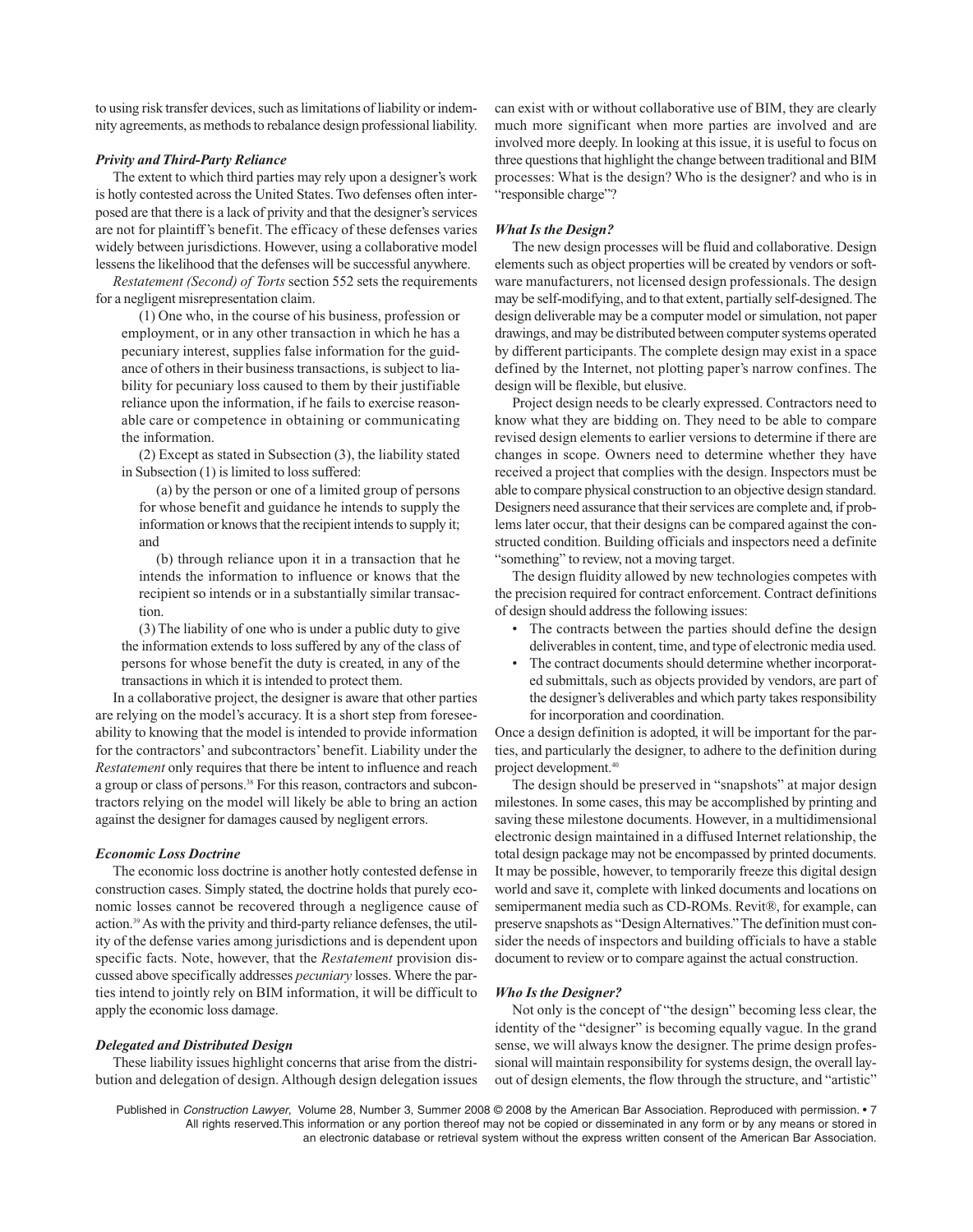to using risk transfer devices, such as limitations of liability or indemnity agreements, as methods to rebalance design professional liability.

### *Privity and Third-Party Reliance*

The extent to which third parties may rely upon a designer's work is hotly contested across the United States. Two defenses often interposed are that there is a lack of privity and that the designer's services are not for plaintiff's benefit. The efficacy of these defenses varies widely between jurisdictions. However, using a collaborative model lessens the likelihood that the defenses will be successful anywhere.

*Restatement (Second) of Torts* section 552 sets the requirements for a negligent misrepresentation claim.

> (1) One who, in the course of his business, profession or employment, or in any other transaction in which he has a pecuniary interest, supplies false information for the guidance of others in their business transactions, is subject to liability for pecuniary loss caused to them by their justifiable reliance upon the information, if he fails to exercise reasonable care or competence in obtaining or communicating the information.
>
> (2) Except as stated in Subsection (3), the liability stated in Subsection (1) is limited to loss suffered:
>
> > (a) by the person or one of a limited group of persons for whose benefit and guidance he intends to supply the information or knows that the recipient intends to supply it; and
> >
> > (b) through reliance upon it in a transaction that he intends the information to influence or knows that the recipient so intends or in a substantially similar transaction.
>
> (3) The liability of one who is under a public duty to give the information extends to loss suffered by any of the class of persons for whose benefit the duty is created, in any of the transactions in which it is intended to protect them.

In a collaborative project, the designer is aware that other parties are relying on the model's accuracy. It is a short step from foreseeability to knowing that the model is intended to provide information for the contractors' and subcontractors' benefit. Liability under the *Restatement* only requires that there be intent to influence and reach a group or class of persons.[38] For this reason, contractors and subcontractors relying on the model will likely be able to bring an action against the designer for damages caused by negligent errors.

### *Economic Loss Doctrine*

The economic loss doctrine is another hotly contested defense in construction cases. Simply stated, the doctrine holds that purely economic losses cannot be recovered through a negligence cause of action.[39] As with the privity and third-party reliance defenses, the utility of the defense varies among jurisdictions and is dependent upon specific facts. Note, however, that the *Restatement* provision discussed above specifically addresses *pecuniary* losses. Where the parties intend to jointly rely on BIM information, it will be difficult to apply the economic loss damage.

### *Delegated and Distributed Design*

These liability issues highlight concerns that arise from the distribution and delegation of design. Although design delegation issues can exist with or without collaborative use of BIM, they are clearly much more significant when more parties are involved and are involved more deeply. In looking at this issue, it is useful to focus on three questions that highlight the change between traditional and BIM processes: What is the design? Who is the designer? and who is in "responsible charge"?

### *What Is the Design?*

The new design processes will be fluid and collaborative. Design elements such as object properties will be created by vendors or software manufacturers, not licensed design professionals. The design may be self-modifying, and to that extent, partially self-designed. The design deliverable may be a computer model or simulation, not paper drawings, and may be distributed between computer systems operated by different participants. The complete design may exist in a space defined by the Internet, not plotting paper's narrow confines. The design will be flexible, but elusive.

Project design needs to be clearly expressed. Contractors need to know what they are bidding on. They need to be able to compare revised design elements to earlier versions to determine if there are changes in scope. Owners need to determine whether they have received a project that complies with the design. Inspectors must be able to compare physical construction to an objective design standard. Designers need assurance that their services are complete and, if problems later occur, that their designs can be compared against the constructed condition. Building officials and inspectors need a definite "something" to review, not a moving target.

The design fluidity allowed by new technologies competes with the precision required for contract enforcement. Contract definitions of design should address the following issues:

- The contracts between the parties should define the design deliverables in content, time, and type of electronic media used.
- The contract documents should determine whether incorporated submittals, such as objects provided by vendors, are part of the designer's deliverables and which party takes responsibility for incorporation and coordination.

Once a design definition is adopted, it will be important for the parties, and particularly the designer, to adhere to the definition during project development.[40]

The design should be preserved in "snapshots" at major design milestones. In some cases, this may be accomplished by printing and saving these milestone documents. However, in a multidimensional electronic design maintained in a diffused Internet relationship, the total design package may not be encompassed by printed documents. It may be possible, however, to temporarily freeze this digital design world and save it, complete with linked documents and locations on semipermanent media such as CD-ROMs. Revit®, for example, can preserve snapshots as "Design Alternatives." The definition must consider the needs of inspectors and building officials to have a stable document to review or to compare against the actual construction.

### *Who Is the Designer?*

Not only is the concept of "the design" becoming less clear, the identity of the "designer" is becoming equally vague. In the grand sense, we will always know the designer. The prime design professional will maintain responsibility for systems design, the overall layout of design elements, the flow through the structure, and "artistic"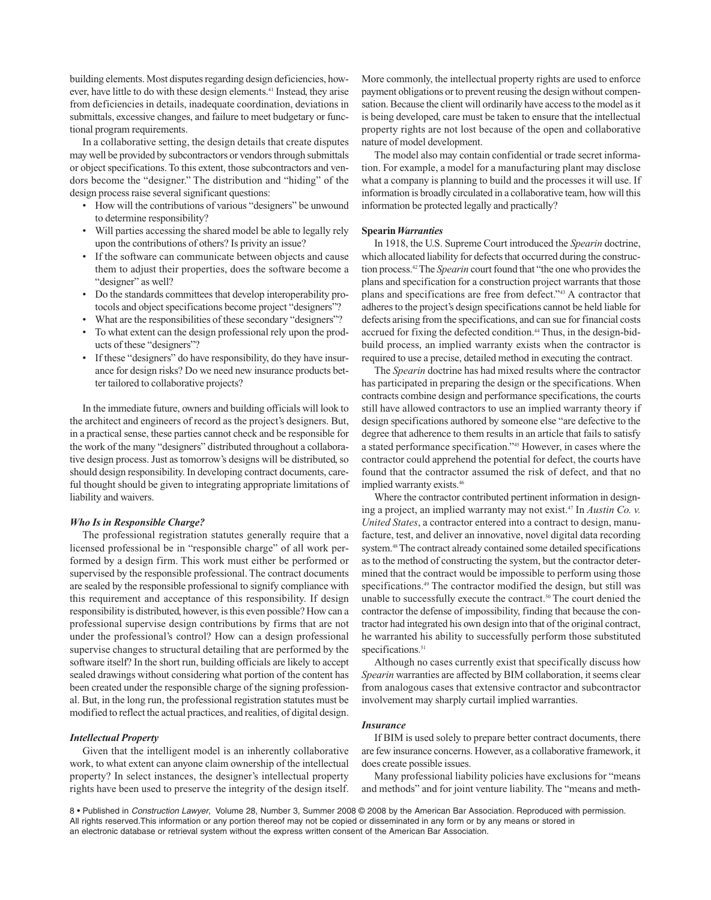building elements. Most disputes regarding design deficiencies, however, have little to do with these design elements.[41] Instead, they arise from deficiencies in details, inadequate coordination, deviations in submittals, excessive changes, and failure to meet budgetary or functional program requirements.

In a collaborative setting, the design details that create disputes may well be provided by subcontractors or vendors through submittals or object specifications. To this extent, those subcontractors and vendors become the "designer." The distribution and "hiding" of the design process raise several significant questions:

- How will the contributions of various "designers" be unwound to determine responsibility?
- Will parties accessing the shared model be able to legally rely upon the contributions of others? Is privity an issue?
- If the software can communicate between objects and cause them to adjust their properties, does the software become a "designer" as well?
- Do the standards committees that develop interoperability protocols and object specifications become project "designers"?
- What are the responsibilities of these secondary "designers"?
- To what extent can the design professional rely upon the products of these "designers"?
- If these "designers" do have responsibility, do they have insurance for design risks? Do we need new insurance products better tailored to collaborative projects?

In the immediate future, owners and building officials will look to the architect and engineers of record as the project's designers. But, in a practical sense, these parties cannot check and be responsible for the work of the many "designers" distributed throughout a collaborative design process. Just as tomorrow's designs will be distributed, so should design responsibility. In developing contract documents, careful thought should be given to integrating appropriate limitations of liability and waivers.

### *Who Is in Responsible Charge?*

The professional registration statutes generally require that a licensed professional be in "responsible charge" of all work performed by a design firm. This work must either be performed or supervised by the responsible professional. The contract documents are sealed by the responsible professional to signify compliance with this requirement and acceptance of this responsibility. If design responsibility is distributed, however, is this even possible? How can a professional supervise design contributions by firms that are not under the professional's control? How can a design professional supervise changes to structural detailing that are performed by the software itself? In the short run, building officials are likely to accept sealed drawings without considering what portion of the content has been created under the responsible charge of the signing professional. But, in the long run, the professional registration statutes must be modified to reflect the actual practices, and realities, of digital design.

### *Intellectual Property*

Given that the intelligent model is an inherently collaborative work, to what extent can anyone claim ownership of the intellectual property? In select instances, the designer's intellectual property rights have been used to preserve the integrity of the design itself. More commonly, the intellectual property rights are used to enforce payment obligations or to prevent reusing the design without compensation. Because the client will ordinarily have access to the model as it is being developed, care must be taken to ensure that the intellectual property rights are not lost because of the open and collaborative nature of model development.

The model also may contain confidential or trade secret information. For example, a model for a manufacturing plant may disclose what a company is planning to build and the processes it will use. If information is broadly circulated in a collaborative team, how will this information be protected legally and practically?

### **Spearin** ***Warranties***

In 1918, the U.S. Supreme Court introduced the *Spearin* doctrine, which allocated liability for defects that occurred during the construction process.[42] The *Spearin* court found that "the one who provides the plans and specification for a construction project warrants that those plans and specifications are free from defect."[43] A contractor that adheres to the project's design specifications cannot be held liable for defects arising from the specifications, and can sue for financial costs accrued for fixing the defected condition.[44] Thus, in the design-bid-build process, an implied warranty exists when the contractor is required to use a precise, detailed method in executing the contract.

The *Spearin* doctrine has had mixed results where the contractor has participated in preparing the design or the specifications. When contracts combine design and performance specifications, the courts still have allowed contractors to use an implied warranty theory if design specifications authored by someone else "are defective to the degree that adherence to them results in an article that fails to satisfy a stated performance specification."[45] However, in cases where the contractor could apprehend the potential for defect, the courts have found that the contractor assumed the risk of defect, and that no implied warranty exists.[46]

Where the contractor contributed pertinent information in designing a project, an implied warranty may not exist.[47] In *Austin Co. v. United States*, a contractor entered into a contract to design, manufacture, test, and deliver an innovative, novel digital data recording system.[48] The contract already contained some detailed specifications as to the method of constructing the system, but the contractor determined that the contract would be impossible to perform using those specifications.[49] The contractor modified the design, but still was unable to successfully execute the contract.[50] The court denied the contractor the defense of impossibility, finding that because the contractor had integrated his own design into that of the original contract, he warranted his ability to successfully perform those substituted specifications.[51]

Although no cases currently exist that specifically discuss how *Spearin* warranties are affected by BIM collaboration, it seems clear from analogous cases that extensive contractor and subcontractor involvement may sharply curtail implied warranties.

### *Insurance*

If BIM is used solely to prepare better contract documents, there are few insurance concerns. However, as a collaborative framework, it does create possible issues.

Many professional liability policies have exclusions for "means and methods" and for joint venture liability. The "means and meth-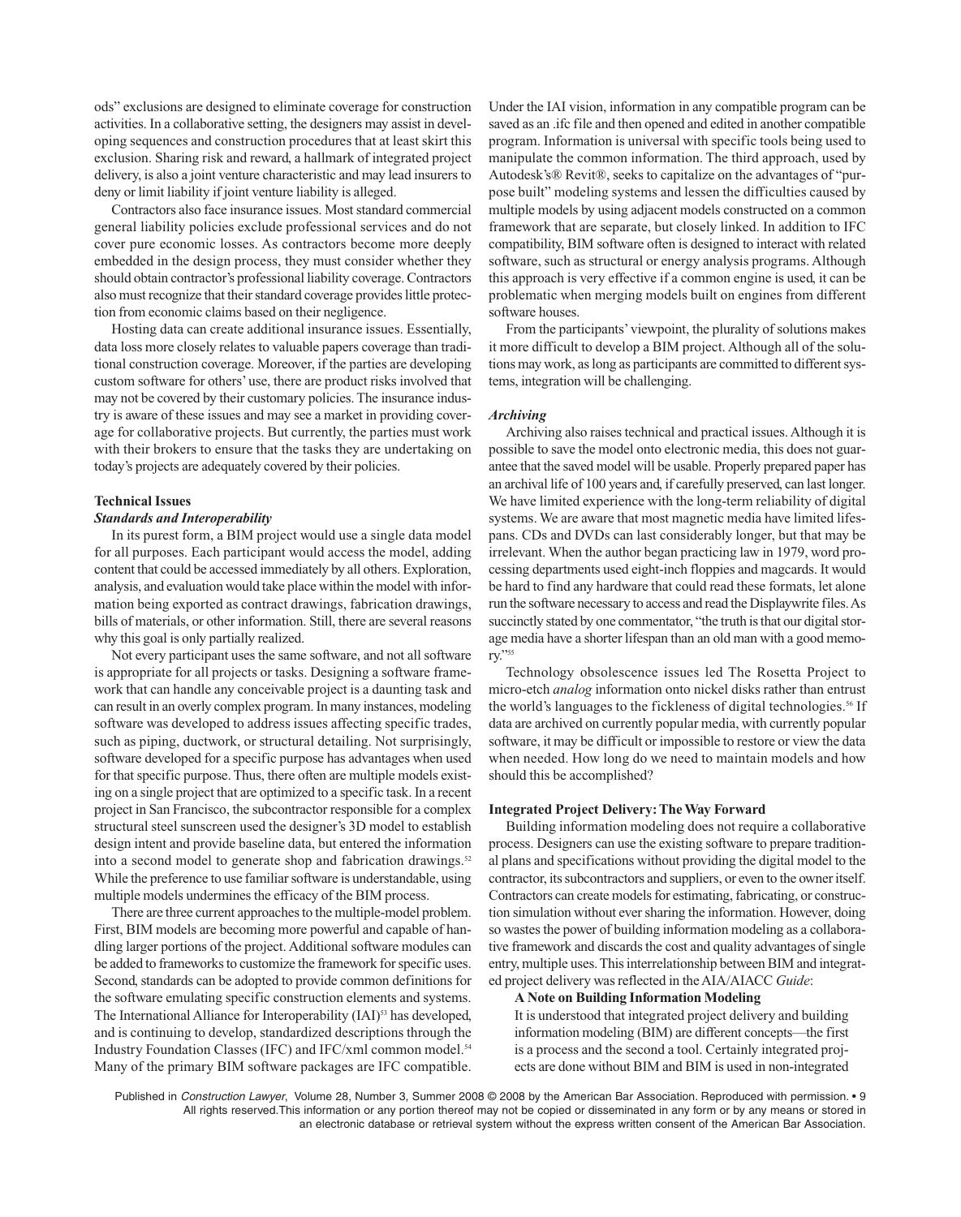ods" exclusions are designed to eliminate coverage for construction activities. In a collaborative setting, the designers may assist in developing sequences and construction procedures that at least skirt this exclusion. Sharing risk and reward, a hallmark of integrated project delivery, is also a joint venture characteristic and may lead insurers to deny or limit liability if joint venture liability is alleged.

Contractors also face insurance issues. Most standard commercial general liability policies exclude professional services and do not cover pure economic losses. As contractors become more deeply embedded in the design process, they must consider whether they should obtain contractor's professional liability coverage. Contractors also must recognize that their standard coverage provides little protection from economic claims based on their negligence.

Hosting data can create additional insurance issues. Essentially, data loss more closely relates to valuable papers coverage than traditional construction coverage. Moreover, if the parties are developing custom software for others' use, there are product risks involved that may not be covered by their customary policies. The insurance industry is aware of these issues and may see a market in providing coverage for collaborative projects. But currently, the parties must work with their brokers to ensure that the tasks they are undertaking on today's projects are adequately covered by their policies.

**Technical Issues**

***Standards and Interoperability***

In its purest form, a BIM project would use a single data model for all purposes. Each participant would access the model, adding content that could be accessed immediately by all others. Exploration, analysis, and evaluation would take place within the model with information being exported as contract drawings, fabrication drawings, bills of materials, or other information. Still, there are several reasons why this goal is only partially realized.

Not every participant uses the same software, and not all software is appropriate for all projects or tasks. Designing a software framework that can handle any conceivable project is a daunting task and can result in an overly complex program. In many instances, modeling software was developed to address issues affecting specific trades, such as piping, ductwork, or structural detailing. Not surprisingly, software developed for a specific purpose has advantages when used for that specific purpose. Thus, there often are multiple models existing on a single project that are optimized to a specific task. In a recent project in San Francisco, the subcontractor responsible for a complex structural steel sunscreen used the designer's 3D model to establish design intent and provide baseline data, but entered the information into a second model to generate shop and fabrication drawings.[52] While the preference to use familiar software is understandable, using multiple models undermines the efficacy of the BIM process.

There are three current approaches to the multiple-model problem. First, BIM models are becoming more powerful and capable of handling larger portions of the project. Additional software modules can be added to frameworks to customize the framework for specific uses. Second, standards can be adopted to provide common definitions for the software emulating specific construction elements and systems. The International Alliance for Interoperability (IAI)[53] has developed, and is continuing to develop, standardized descriptions through the Industry Foundation Classes (IFC) and IFC/xml common model.[54] Many of the primary BIM software packages are IFC compatible. Under the IAI vision, information in any compatible program can be saved as an .ifc file and then opened and edited in another compatible program. Information is universal with specific tools being used to manipulate the common information. The third approach, used by Autodesk's® Revit®, seeks to capitalize on the advantages of "purpose built" modeling systems and lessen the difficulties caused by multiple models by using adjacent models constructed on a common framework that are separate, but closely linked. In addition to IFC compatibility, BIM software often is designed to interact with related software, such as structural or energy analysis programs. Although this approach is very effective if a common engine is used, it can be problematic when merging models built on engines from different software houses.

From the participants' viewpoint, the plurality of solutions makes it more difficult to develop a BIM project. Although all of the solutions may work, as long as participants are committed to different systems, integration will be challenging.

***Archiving***

Archiving also raises technical and practical issues. Although it is possible to save the model onto electronic media, this does not guarantee that the saved model will be usable. Properly prepared paper has an archival life of 100 years and, if carefully preserved, can last longer. We have limited experience with the long-term reliability of digital systems. We are aware that most magnetic media have limited lifespans. CDs and DVDs can last considerably longer, but that may be irrelevant. When the author began practicing law in 1979, word processing departments used eight-inch floppies and magcards. It would be hard to find any hardware that could read these formats, let alone run the software necessary to access and read the Displaywrite files. As succinctly stated by one commentator, "the truth is that our digital storage media have a shorter lifespan than an old man with a good memory."[55]

Technology obsolescence issues led The Rosetta Project to micro-etch *analog* information onto nickel disks rather than entrust the world's languages to the fickleness of digital technologies.[56] If data are archived on currently popular media, with currently popular software, it may be difficult or impossible to restore or view the data when needed. How long do we need to maintain models and how should this be accomplished?

**Integrated Project Delivery: The Way Forward**

Building information modeling does not require a collaborative process. Designers can use the existing software to prepare traditional plans and specifications without providing the digital model to the contractor, its subcontractors and suppliers, or even to the owner itself. Contractors can create models for estimating, fabricating, or construction simulation without ever sharing the information. However, doing so wastes the power of building information modeling as a collaborative framework and discards the cost and quality advantages of single entry, multiple uses. This interrelationship between BIM and integrated project delivery was reflected in the AIA/AIACC *Guide*:

> **A Note on Building Information Modeling**
>
> It is understood that integrated project delivery and building information modeling (BIM) are different concepts—the first is a process and the second a tool. Certainly integrated projects are done without BIM and BIM is used in non-integrated

Published in *Construction Lawyer*, Volume 28, Number 3, Summer 2008 © 2008 by the American Bar Association. Reproduced with permission. All rights reserved. This information or any portion thereof may not be copied or disseminated in any form or by any means or stored in an electronic database or retrieval system without the express written consent of the American Bar Association.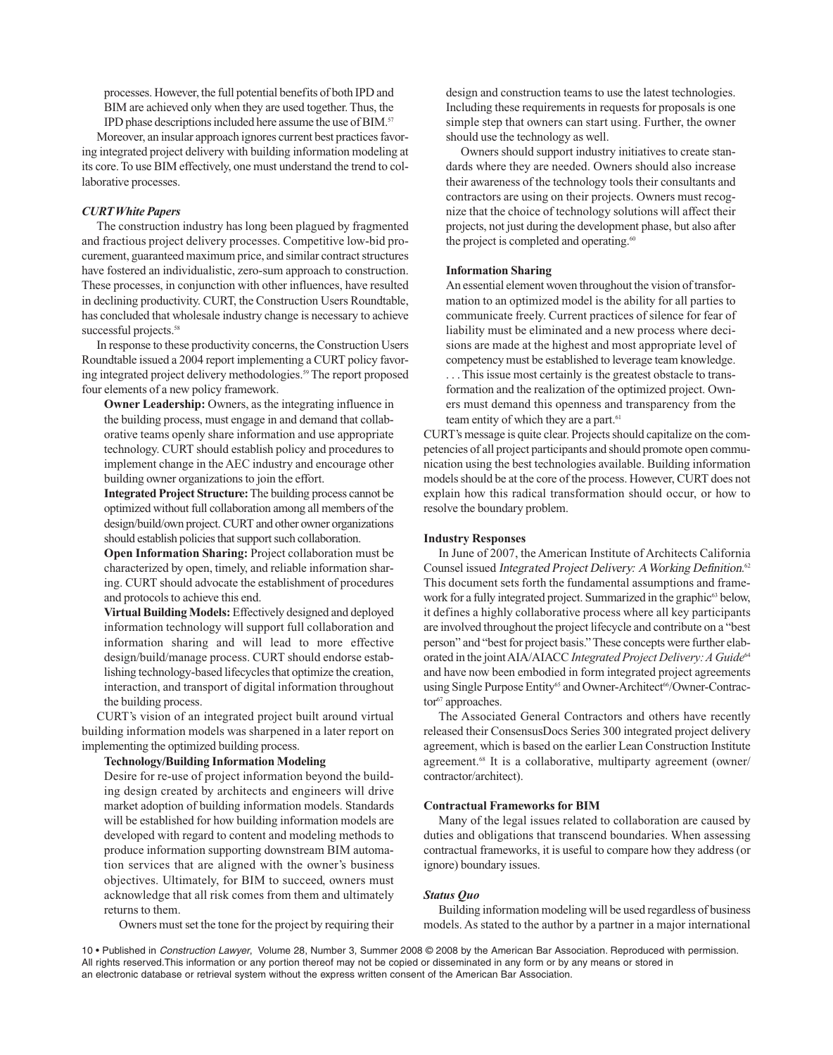processes. However, the full potential benefits of both IPD and BIM are achieved only when they are used together. Thus, the IPD phase descriptions included here assume the use of BIM.[57]

Moreover, an insular approach ignores current best practices favoring integrated project delivery with building information modeling at its core. To use BIM effectively, one must understand the trend to collaborative processes.

### *CURT White Papers*

The construction industry has long been plagued by fragmented and fractious project delivery processes. Competitive low-bid procurement, guaranteed maximum price, and similar contract structures have fostered an individualistic, zero-sum approach to construction. These processes, in conjunction with other influences, have resulted in declining productivity. CURT, the Construction Users Roundtable, has concluded that wholesale industry change is necessary to achieve successful projects.[58]

In response to these productivity concerns, the Construction Users Roundtable issued a 2004 report implementing a CURT policy favoring integrated project delivery methodologies.[59] The report proposed four elements of a new policy framework.

> **Owner Leadership:** Owners, as the integrating influence in the building process, must engage in and demand that collaborative teams openly share information and use appropriate technology. CURT should establish policy and procedures to implement change in the AEC industry and encourage other building owner organizations to join the effort.
>
> **Integrated Project Structure:** The building process cannot be optimized without full collaboration among all members of the design/build/own project. CURT and other owner organizations should establish policies that support such collaboration.
>
> **Open Information Sharing:** Project collaboration must be characterized by open, timely, and reliable information sharing. CURT should advocate the establishment of procedures and protocols to achieve this end.
>
> **Virtual Building Models:** Effectively designed and deployed information technology will support full collaboration and information sharing and will lead to more effective design/build/manage process. CURT should endorse establishing technology-based lifecycles that optimize the creation, interaction, and transport of digital information throughout the building process.

CURT's vision of an integrated project built around virtual building information models was sharpened in a later report on implementing the optimized building process.

> **Technology/Building Information Modeling**
>
> Desire for re-use of project information beyond the building design created by architects and engineers will drive market adoption of building information models. Standards will be established for how building information models are developed with regard to content and modeling methods to produce information supporting downstream BIM automation services that are aligned with the owner's business objectives. Ultimately, for BIM to succeed, owners must acknowledge that all risk comes from them and ultimately returns to them.
>
> Owners must set the tone for the project by requiring their design and construction teams to use the latest technologies. Including these requirements in requests for proposals is one simple step that owners can start using. Further, the owner should use the technology as well.
>
> Owners should support industry initiatives to create standards where they are needed. Owners should also increase their awareness of the technology tools their consultants and contractors are using on their projects. Owners must recognize that the choice of technology solutions will affect their projects, not just during the development phase, but also after the project is completed and operating.[60]
>
> **Information Sharing**
>
> An essential element woven throughout the vision of transformation to an optimized model is the ability for all parties to communicate freely. Current practices of silence for fear of liability must be eliminated and a new process where decisions are made at the highest and most appropriate level of competency must be established to leverage team knowledge. . . . This issue most certainly is the greatest obstacle to transformation and the realization of the optimized project. Owners must demand this openness and transparency from the team entity of which they are a part.[61]

CURT's message is quite clear. Projects should capitalize on the competencies of all project participants and should promote open communication using the best technologies available. Building information models should be at the core of the process. However, CURT does not explain how this radical transformation should occur, or how to resolve the boundary problem.

### Industry Responses

In June of 2007, the American Institute of Architects California Counsel issued *Integrated Project Delivery: A Working Definition*.[62] This document sets forth the fundamental assumptions and framework for a fully integrated project. Summarized in the graphic[63] below, it defines a highly collaborative process where all key participants are involved throughout the project lifecycle and contribute on a "best person" and "best for project basis." These concepts were further elaborated in the joint AIA/AIACC *Integrated Project Delivery: A Guide*[64] and have now been embodied in form integrated project agreements using Single Purpose Entity[65] and Owner-Architect[66]/Owner-Contractor[67] approaches.

The Associated General Contractors and others have recently released their ConsensusDocs Series 300 integrated project delivery agreement, which is based on the earlier Lean Construction Institute agreement.[68] It is a collaborative, multiparty agreement (owner/contractor/architect).

### Contractual Frameworks for BIM

Many of the legal issues related to collaboration are caused by duties and obligations that transcend boundaries. When assessing contractual frameworks, it is useful to compare how they address (or ignore) boundary issues.

### *Status Quo*

Building information modeling will be used regardless of business models. As stated to the author by a partner in a major international

Published in *Construction Lawyer*, Volume 28, Number 3, Summer 2008 © 2008 by the American Bar Association. Reproduced with permission. All rights reserved. This information or any portion thereof may not be copied or disseminated in any form or by any means or stored in an electronic database or retrieval system without the express written consent of the American Bar Association.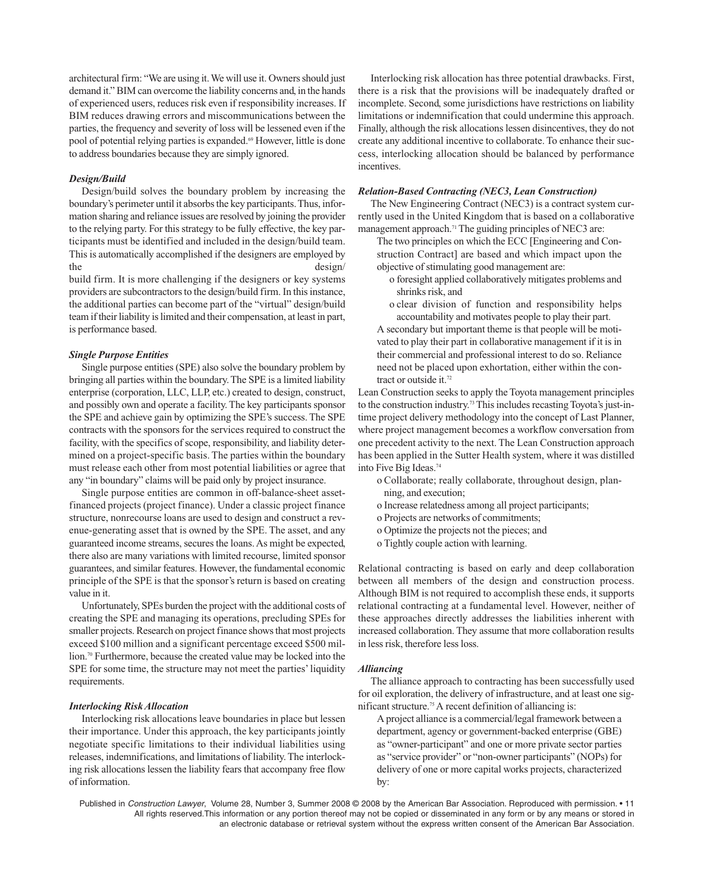architectural firm: "We are using it. We will use it. Owners should just demand it." BIM can overcome the liability concerns and, in the hands of experienced users, reduces risk even if responsibility increases. If BIM reduces drawing errors and miscommunications between the parties, the frequency and severity of loss will be lessened even if the pool of potential relying parties is expanded.[69] However, little is done to address boundaries because they are simply ignored.

### *Design/Build*

Design/build solves the boundary problem by increasing the boundary's perimeter until it absorbs the key participants. Thus, information sharing and reliance issues are resolved by joining the provider to the relying party. For this strategy to be fully effective, the key participants must be identified and included in the design/build team. This is automatically accomplished if the designers are employed by the design/build firm. It is more challenging if the designers or key systems providers are subcontractors to the design/build firm. In this instance, the additional parties can become part of the "virtual" design/build team if their liability is limited and their compensation, at least in part, is performance based.

### *Single Purpose Entities*

Single purpose entities (SPE) also solve the boundary problem by bringing all parties within the boundary. The SPE is a limited liability enterprise (corporation, LLC, LLP, etc.) created to design, construct, and possibly own and operate a facility. The key participants sponsor the SPE and achieve gain by optimizing the SPE's success. The SPE contracts with the sponsors for the services required to construct the facility, with the specifics of scope, responsibility, and liability determined on a project-specific basis. The parties within the boundary must release each other from most potential liabilities or agree that any "in boundary" claims will be paid only by project insurance.

Single purpose entities are common in off-balance-sheet asset-financed projects (project finance). Under a classic project finance structure, nonrecourse loans are used to design and construct a revenue-generating asset that is owned by the SPE. The asset, and any guaranteed income streams, secures the loans. As might be expected, there also are many variations with limited recourse, limited sponsor guarantees, and similar features. However, the fundamental economic principle of the SPE is that the sponsor's return is based on creating value in it.

Unfortunately, SPEs burden the project with the additional costs of creating the SPE and managing its operations, precluding SPEs for smaller projects. Research on project finance shows that most projects exceed $100 million and a significant percentage exceed $500 million.[70] Furthermore, because the created value may be locked into the SPE for some time, the structure may not meet the parties' liquidity requirements.

### *Interlocking Risk Allocation*

Interlocking risk allocations leave boundaries in place but lessen their importance. Under this approach, the key participants jointly negotiate specific limitations to their individual liabilities using releases, indemnifications, and limitations of liability. The interlocking risk allocations lessen the liability fears that accompany free flow of information.

Interlocking risk allocation has three potential drawbacks. First, there is a risk that the provisions will be inadequately drafted or incomplete. Second, some jurisdictions have restrictions on liability limitations or indemnification that could undermine this approach. Finally, although the risk allocations lessen disincentives, they do not create any additional incentive to collaborate. To enhance their success, interlocking allocation should be balanced by performance incentives.

### *Relation-Based Contracting (NEC3, Lean Construction)*

The New Engineering Contract (NEC3) is a contract system currently used in the United Kingdom that is based on a collaborative management approach.[71] The guiding principles of NEC3 are:

> The two principles on which the ECC [Engineering and Construction Contract] are based and which impact upon the objective of stimulating good management are:
>
> - foresight applied collaboratively mitigates problems and shrinks risk, and
> - clear division of function and responsibility helps accountability and motivates people to play their part.
>
> A secondary but important theme is that people will be motivated to play their part in collaborative management if it is in their commercial and professional interest to do so. Reliance need not be placed upon exhortation, either within the contract or outside it.[72]

Lean Construction seeks to apply the Toyota management principles to the construction industry.[73] This includes recasting Toyota's just-in-time project delivery methodology into the concept of Last Planner, where project management becomes a workflow conversation from one precedent activity to the next. The Lean Construction approach has been applied in the Sutter Health system, where it was distilled into Five Big Ideas.[74]

- Collaborate; really collaborate, throughout design, planning, and execution;
- Increase relatedness among all project participants;
- Projects are networks of commitments;
- Optimize the projects not the pieces; and
- Tightly couple action with learning.

Relational contracting is based on early and deep collaboration between all members of the design and construction process. Although BIM is not required to accomplish these ends, it supports relational contracting at a fundamental level. However, neither of these approaches directly addresses the liabilities inherent with increased collaboration. They assume that more collaboration results in less risk, therefore less loss.

### *Alliancing*

The alliance approach to contracting has been successfully used for oil exploration, the delivery of infrastructure, and at least one significant structure.[75] A recent definition of alliancing is:

> A project alliance is a commercial/legal framework between a department, agency or government-backed enterprise (GBE) as "owner-participant" and one or more private sector parties as "service provider" or "non-owner participants" (NOPs) for delivery of one or more capital works projects, characterized by: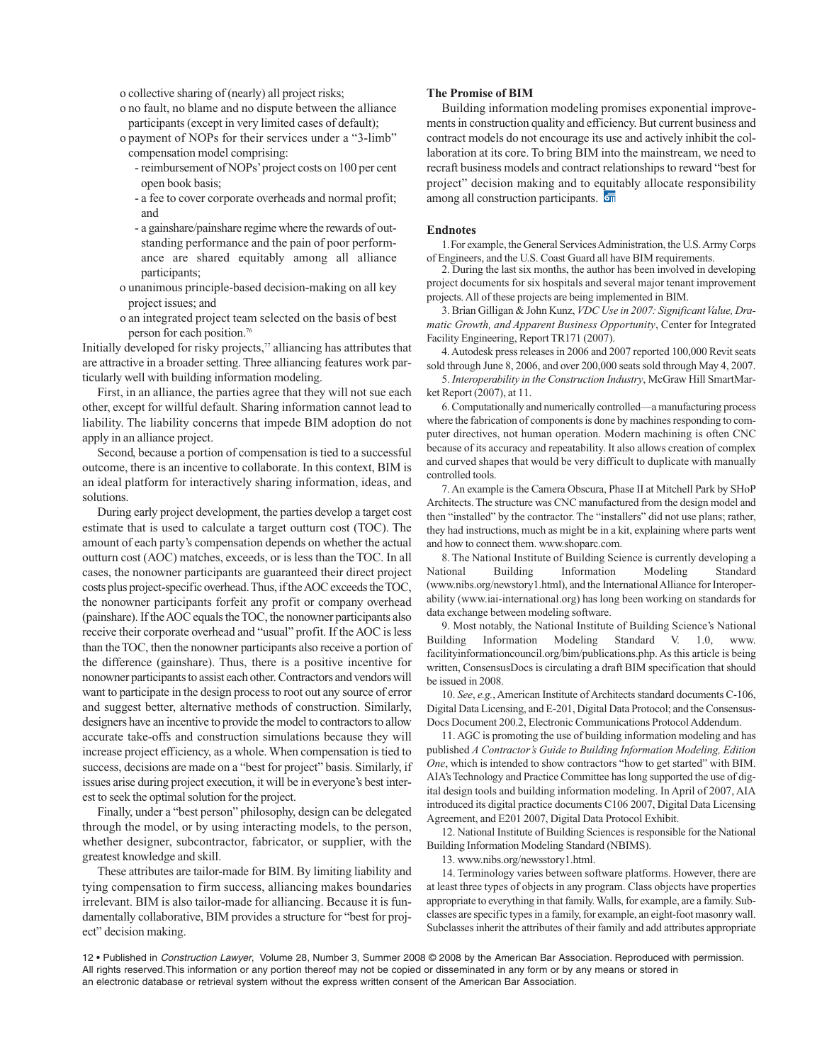- o collective sharing of (nearly) all project risks;
- o no fault, no blame and no dispute between the alliance participants (except in very limited cases of default);
- o payment of NOPs for their services under a "3-limb" compensation model comprising:
  - reimbursement of NOPs' project costs on 100 per cent open book basis;
  - a fee to cover corporate overheads and normal profit; and
  - a gainshare/painshare regime where the rewards of outstanding performance and the pain of poor performance are shared equitably among all alliance participants;
- o unanimous principle-based decision-making on all key project issues; and
- o an integrated project team selected on the basis of best person for each position.[76]

Initially developed for risky projects,[77] alliancing has attributes that are attractive in a broader setting. Three alliancing features work particularly well with building information modeling.

First, in an alliance, the parties agree that they will not sue each other, except for willful default. Sharing information cannot lead to liability. The liability concerns that impede BIM adoption do not apply in an alliance project.

Second, because a portion of compensation is tied to a successful outcome, there is an incentive to collaborate. In this context, BIM is an ideal platform for interactively sharing information, ideas, and solutions.

During early project development, the parties develop a target cost estimate that is used to calculate a target outturn cost (TOC). The amount of each party's compensation depends on whether the actual outturn cost (AOC) matches, exceeds, or is less than the TOC. In all cases, the nonowner participants are guaranteed their direct project costs plus project-specific overhead. Thus, if the AOC exceeds the TOC, the nonowner participants forfeit any profit or company overhead (painshare). If the AOC equals the TOC, the nonowner participants also receive their corporate overhead and "usual" profit. If the AOC is less than the TOC, then the nonowner participants also receive a portion of the difference (gainshare). Thus, there is a positive incentive for nonowner participants to assist each other. Contractors and vendors will want to participate in the design process to root out any source of error and suggest better, alternative methods of construction. Similarly, designers have an incentive to provide the model to contractors to allow accurate take-offs and construction simulations because they will increase project efficiency, as a whole. When compensation is tied to success, decisions are made on a "best for project" basis. Similarly, if issues arise during project execution, it will be in everyone's best interest to seek the optimal solution for the project.

Finally, under a "best person" philosophy, design can be delegated through the model, or by using interacting models, to the person, whether designer, subcontractor, fabricator, or supplier, with the greatest knowledge and skill.

These attributes are tailor-made for BIM. By limiting liability and tying compensation to firm success, alliancing makes boundaries irrelevant. BIM is also tailor-made for alliancing. Because it is fundamentally collaborative, BIM provides a structure for "best for project" decision making.

### The Promise of BIM

Building information modeling promises exponential improvements in construction quality and efficiency. But current business and contract models do not encourage its use and actively inhibit the collaboration at its core. To bring BIM into the mainstream, we need to recraft business models and contract relationships to reward "best for project" decision making and to equitably allocate responsibility among all construction participants.

### Endnotes

1. For example, the General Services Administration, the U.S. Army Corps of Engineers, and the U.S. Coast Guard all have BIM requirements.

2. During the last six months, the author has been involved in developing project documents for six hospitals and several major tenant improvement projects. All of these projects are being implemented in BIM.

3. Brian Gilligan & John Kunz, *VDC Use in 2007: Significant Value, Dramatic Growth, and Apparent Business Opportunity*, Center for Integrated Facility Engineering, Report TR171 (2007).

4. Autodesk press releases in 2006 and 2007 reported 100,000 Revit seats sold through June 8, 2006, and over 200,000 seats sold through May 4, 2007.

5. *Interoperability in the Construction Industry*, McGraw Hill SmartMarket Report (2007), at 11.

6. Computationally and numerically controlled—a manufacturing process where the fabrication of components is done by machines responding to computer directives, not human operation. Modern machining is often CNC because of its accuracy and repeatability. It also allows creation of complex and curved shapes that would be very difficult to duplicate with manually controlled tools.

7. An example is the Camera Obscura, Phase II at Mitchell Park by SHoP Architects. The structure was CNC manufactured from the design model and then "installed" by the contractor. The "installers" did not use plans; rather, they had instructions, much as might be in a kit, explaining where parts went and how to connect them. www.shoparc.com.

8. The National Institute of Building Science is currently developing a National Building Information Modeling Standard (www.nibs.org/newstory1.html), and the International Alliance for Interoperability (www.iai-international.org) has long been working on standards for data exchange between modeling software.

9. Most notably, the National Institute of Building Science's National Building Information Modeling Standard V. 1.0, www.facilityinformationcouncil.org/bim/publications.php. As this article is being written, ConsensusDocs is circulating a draft BIM specification that should be issued in 2008.

10. *See*, *e.g.*, American Institute of Architects standard documents C-106, Digital Data Licensing, and E-201, Digital Data Protocol; and the ConsensusDocs Document 200.2, Electronic Communications Protocol Addendum.

11. AGC is promoting the use of building information modeling and has published *A Contractor's Guide to Building Information Modeling, Edition One*, which is intended to show contractors "how to get started" with BIM. AIA's Technology and Practice Committee has long supported the use of digital design tools and building information modeling. In April of 2007, AIA introduced its digital practice documents C106 2007, Digital Data Licensing Agreement, and E201 2007, Digital Data Protocol Exhibit.

12. National Institute of Building Sciences is responsible for the National Building Information Modeling Standard (NBIMS).

13. www.nibs.org/newsstory1.html.

14. Terminology varies between software platforms. However, there are at least three types of objects in any program. Class objects have properties appropriate to everything in that family. Walls, for example, are a family. Subclasses are specific types in a family, for example, an eight-foot masonry wall. Subclasses inherit the attributes of their family and add attributes appropriate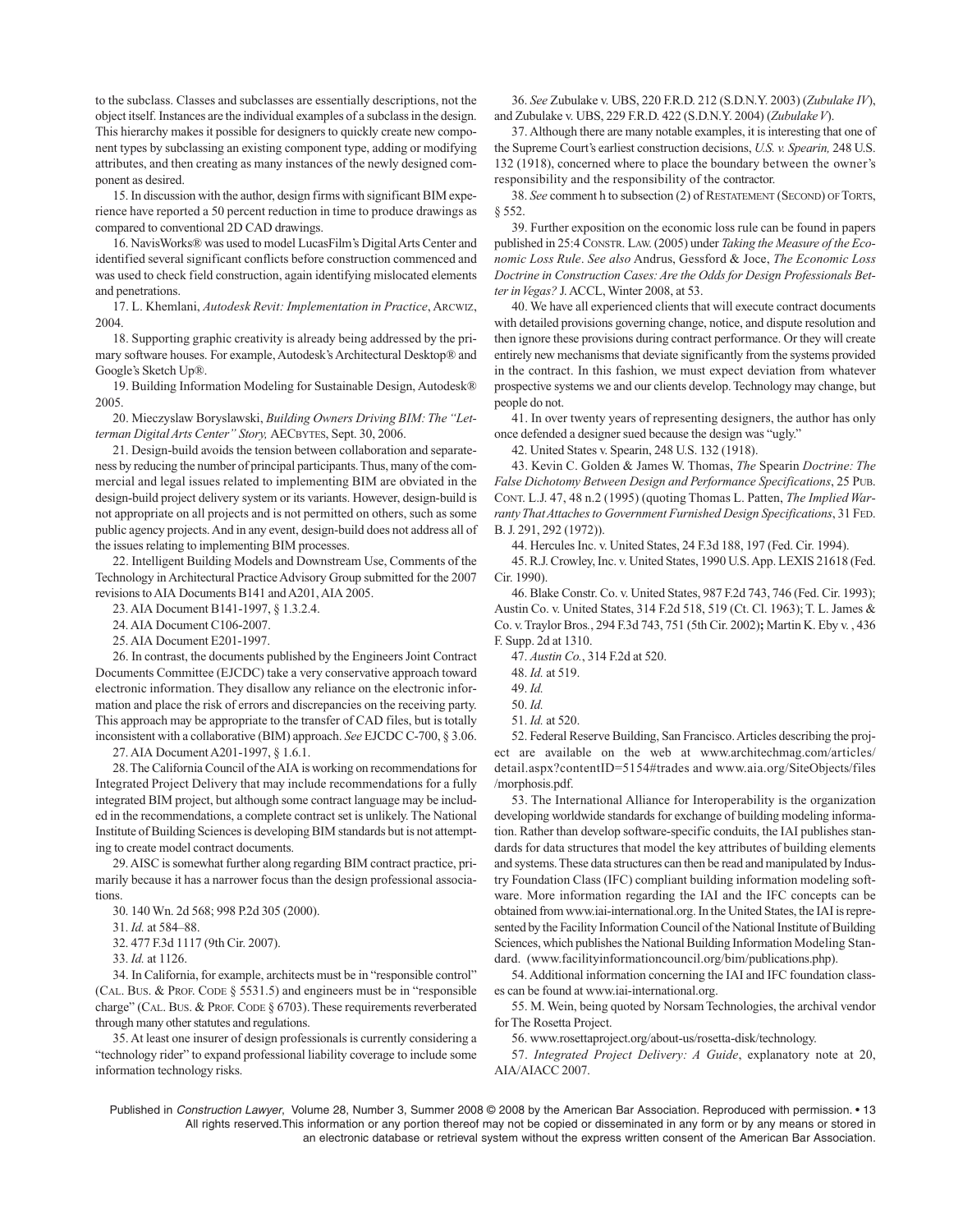to the subclass. Classes and subclasses are essentially descriptions, not the object itself. Instances are the individual examples of a subclass in the design. This hierarchy makes it possible for designers to quickly create new component types by subclassing an existing component type, adding or modifying attributes, and then creating as many instances of the newly designed component as desired.

15. In discussion with the author, design firms with significant BIM experience have reported a 50 percent reduction in time to produce drawings as compared to conventional 2D CAD drawings.

16. NavisWorks® was used to model LucasFilm's Digital Arts Center and identified several significant conflicts before construction commenced and was used to check field construction, again identifying mislocated elements and penetrations.

17. L. Khemlani, *Autodesk Revit: Implementation in Practice*, ARCWIZ, 2004.

18. Supporting graphic creativity is already being addressed by the primary software houses. For example, Autodesk's Architectural Desktop® and Google's Sketch Up®.

19. Building Information Modeling for Sustainable Design, Autodesk® 2005.

20. Mieczyslaw Boryslawski, *Building Owners Driving BIM: The "Letterman Digital Arts Center" Story,* AECBYTES, Sept. 30, 2006.

21. Design-build avoids the tension between collaboration and separateness by reducing the number of principal participants. Thus, many of the commercial and legal issues related to implementing BIM are obviated in the design-build project delivery system or its variants. However, design-build is not appropriate on all projects and is not permitted on others, such as some public agency projects. And in any event, design-build does not address all of the issues relating to implementing BIM processes.

22. Intelligent Building Models and Downstream Use, Comments of the Technology in Architectural Practice Advisory Group submitted for the 2007 revisions to AIA Documents B141 and A201, AIA 2005.

23. AIA Document B141-1997, § 1.3.2.4.

24. AIA Document C106-2007.

25. AIA Document E201-1997.

26. In contrast, the documents published by the Engineers Joint Contract Documents Committee (EJCDC) take a very conservative approach toward electronic information. They disallow any reliance on the electronic information and place the risk of errors and discrepancies on the receiving party. This approach may be appropriate to the transfer of CAD files, but is totally inconsistent with a collaborative (BIM) approach. *See* EJCDC C-700, § 3.06.

27. AIA Document A201-1997, § 1.6.1.

28. The California Council of the AIA is working on recommendations for Integrated Project Delivery that may include recommendations for a fully integrated BIM project, but although some contract language may be included in the recommendations, a complete contract set is unlikely. The National Institute of Building Sciences is developing BIM standards but is not attempting to create model contract documents.

29. AISC is somewhat further along regarding BIM contract practice, primarily because it has a narrower focus than the design professional associations.

30. 140 Wn. 2d 568; 998 P.2d 305 (2000).

31. *Id.* at 584–88.

32. 477 F.3d 1117 (9th Cir. 2007).

33. *Id.* at 1126.

34. In California, for example, architects must be in "responsible control" (CAL. BUS. & PROF. CODE § 5531.5) and engineers must be in "responsible charge" (CAL. BUS. & PROF. CODE § 6703). These requirements reverberated through many other statutes and regulations.

35. At least one insurer of design professionals is currently considering a "technology rider" to expand professional liability coverage to include some information technology risks.

36. *See* Zubulake v. UBS, 220 F.R.D. 212 (S.D.N.Y. 2003) (*Zubulake IV*), and Zubulake v. UBS, 229 F.R.D. 422 (S.D.N.Y. 2004) (*Zubulake V*).

37. Although there are many notable examples, it is interesting that one of the Supreme Court's earliest construction decisions, *U.S. v. Spearin,* 248 U.S. 132 (1918), concerned where to place the boundary between the owner's responsibility and the responsibility of the contractor.

38. *See* comment h to subsection (2) of RESTATEMENT (SECOND) OF TORTS, § 552.

39. Further exposition on the economic loss rule can be found in papers published in 25:4 CONSTR. LAW. (2005) under *Taking the Measure of the Economic Loss Rule*. *See also* Andrus, Gessford & Joce, *The Economic Loss Doctrine in Construction Cases: Are the Odds for Design Professionals Better in Vegas?* J. ACCL, Winter 2008, at 53.

40. We have all experienced clients that will execute contract documents with detailed provisions governing change, notice, and dispute resolution and then ignore these provisions during contract performance. Or they will create entirely new mechanisms that deviate significantly from the systems provided in the contract. In this fashion, we must expect deviation from whatever prospective systems we and our clients develop. Technology may change, but people do not.

41. In over twenty years of representing designers, the author has only once defended a designer sued because the design was "ugly."

42. United States v. Spearin, 248 U.S. 132 (1918).

43. Kevin C. Golden & James W. Thomas, *The* Spearin *Doctrine: The False Dichotomy Between Design and Performance Specifications*, 25 PUB. CONT. L.J. 47, 48 n.2 (1995) (quoting Thomas L. Patten, *The Implied Warranty That Attaches to Government Furnished Design Specifications*, 31 FED. B. J. 291, 292 (1972)).

44. Hercules Inc. v. United States, 24 F.3d 188, 197 (Fed. Cir. 1994).

45. R.J. Crowley, Inc. v. United States, 1990 U.S. App. LEXIS 21618 (Fed. Cir. 1990).

46. Blake Constr. Co. v. United States, 987 F.2d 743, 746 (Fed. Cir. 1993); Austin Co. v. United States, 314 F.2d 518, 519 (Ct. Cl. 1963); T. L. James & Co. v. Traylor Bros., 294 F.3d 743, 751 (5th Cir. 2002)**;** Martin K. Eby v. , 436 F. Supp. 2d at 1310.

47. *Austin Co.*, 314 F.2d at 520.

48. *Id.* at 519.

49. *Id.*

50. *Id.*

51. *Id.* at 520.

52. Federal Reserve Building, San Francisco. Articles describing the project are available on the web at www.architechmag.com/articles/detail.aspx?contentID=5154#trades and www.aia.org/SiteObjects/files/morphosis.pdf.

53. The International Alliance for Interoperability is the organization developing worldwide standards for exchange of building modeling information. Rather than develop software-specific conduits, the IAI publishes standards for data structures that model the key attributes of building elements and systems. These data structures can then be read and manipulated by Industry Foundation Class (IFC) compliant building information modeling software. More information regarding the IAI and the IFC concepts can be obtained from www.iai-international.org. In the United States, the IAI is represented by the Facility Information Council of the National Institute of Building Sciences, which publishes the National Building Information Modeling Standard. (www.facilityinformationcouncil.org/bim/publications.php).

54. Additional information concerning the IAI and IFC foundation classes can be found at www.iai-international.org.

55. M. Wein, being quoted by Norsam Technologies, the archival vendor for The Rosetta Project.

56. www.rosettaproject.org/about-us/rosetta-disk/technology.

57. *Integrated Project Delivery: A Guide*, explanatory note at 20, AIA/AIACC 2007.

Published in *Construction Lawyer*, Volume 28, Number 3, Summer 2008 © 2008 by the American Bar Association. Reproduced with permission. All rights reserved. This information or any portion thereof may not be copied or disseminated in any form or by any means or stored in an electronic database or retrieval system without the express written consent of the American Bar Association.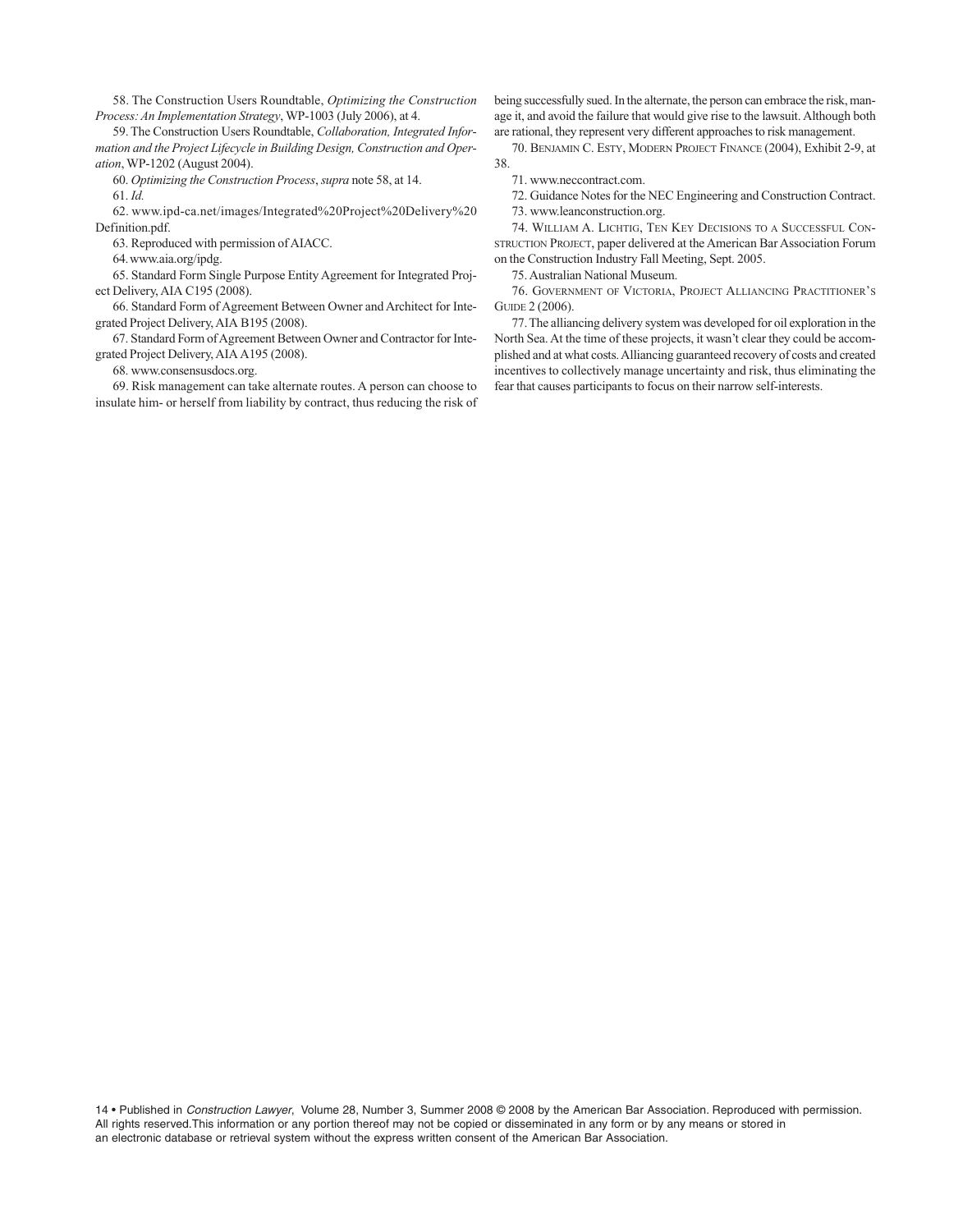58. The Construction Users Roundtable, *Optimizing the Construction Process: An Implementation Strategy*, WP-1003 (July 2006), at 4.

59. The Construction Users Roundtable, *Collaboration, Integrated Information and the Project Lifecycle in Building Design, Construction and Operation*, WP-1202 (August 2004).

60. *Optimizing the Construction Process*, *supra* note 58, at 14.

61. *Id.*

62. www.ipd-ca.net/images/Integrated%20Project%20Delivery%20Definition.pdf.

63. Reproduced with permission of AIACC.

64. www.aia.org/ipdg.

65. Standard Form Single Purpose Entity Agreement for Integrated Project Delivery, AIA C195 (2008).

66. Standard Form of Agreement Between Owner and Architect for Integrated Project Delivery, AIA B195 (2008).

67. Standard Form of Agreement Between Owner and Contractor for Integrated Project Delivery, AIA A195 (2008).

68. www.consensusdocs.org.

69. Risk management can take alternate routes. A person can choose to insulate him- or herself from liability by contract, thus reducing the risk of being successfully sued. In the alternate, the person can embrace the risk, manage it, and avoid the failure that would give rise to the lawsuit. Although both are rational, they represent very different approaches to risk management.

70. Benjamin C. Esty, Modern Project Finance (2004), Exhibit 2-9, at 38.

71. www.neccontract.com.

72. Guidance Notes for the NEC Engineering and Construction Contract.

73. www.leanconstruction.org.

74. William A. Lichtig, Ten Key Decisions to a Successful Construction Project, paper delivered at the American Bar Association Forum on the Construction Industry Fall Meeting, Sept. 2005.

75. Australian National Museum.

76. Government of Victoria, Project Alliancing Practitioner's Guide 2 (2006).

77. The alliancing delivery system was developed for oil exploration in the North Sea. At the time of these projects, it wasn't clear they could be accomplished and at what costs. Alliancing guaranteed recovery of costs and created incentives to collectively manage uncertainty and risk, thus eliminating the fear that causes participants to focus on their narrow self-interests.

14 • Published in *Construction Lawyer*, Volume 28, Number 3, Summer 2008 © 2008 by the American Bar Association. Reproduced with permission. All rights reserved.This information or any portion thereof may not be copied or disseminated in any form or by any means or stored in an electronic database or retrieval system without the express written consent of the American Bar Association.